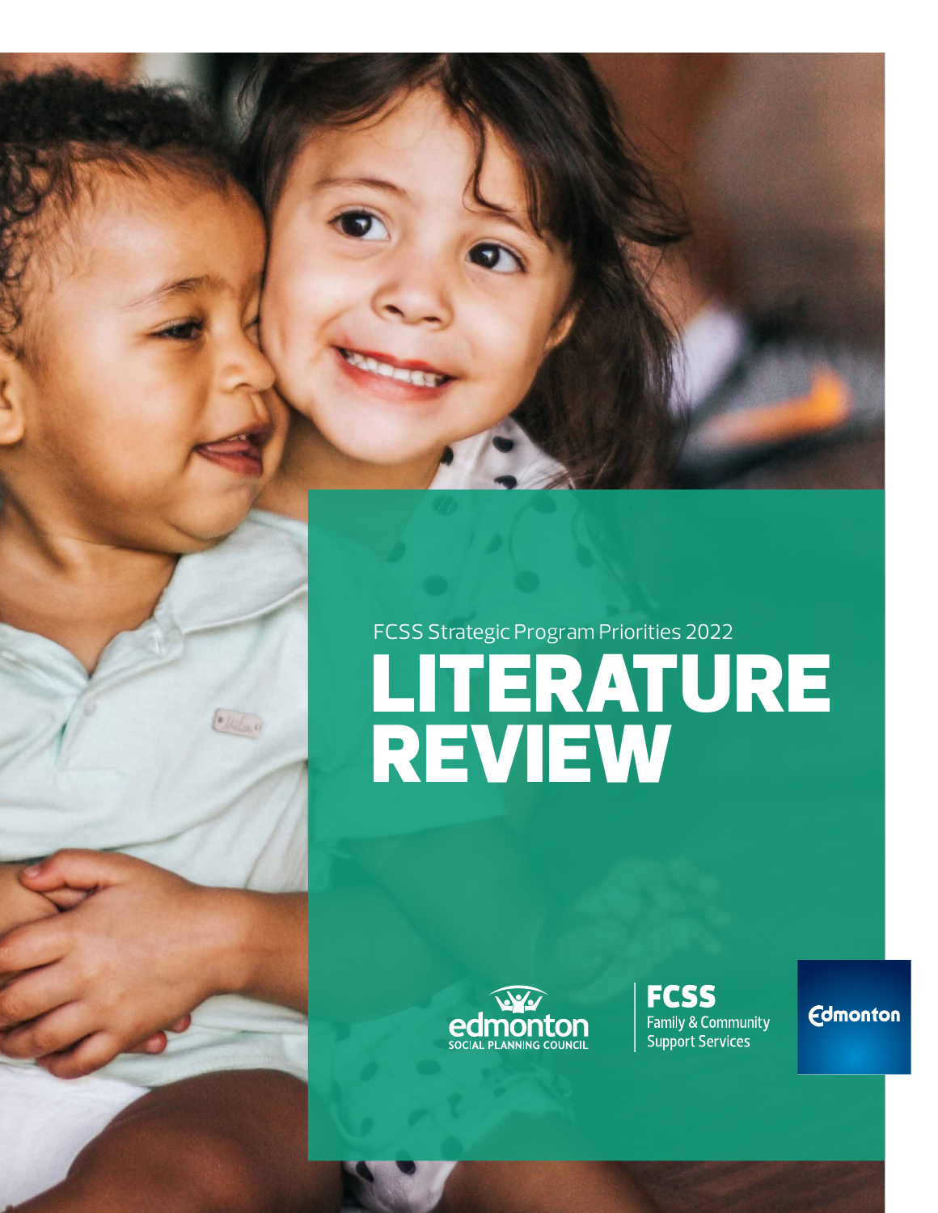FCSS Strategic Program Priorities 2022

# LITERATURE REVIEW

edmonton SOCIAL PLANNING COUNCIL

FCSS Family & Community Support Services

Edmonton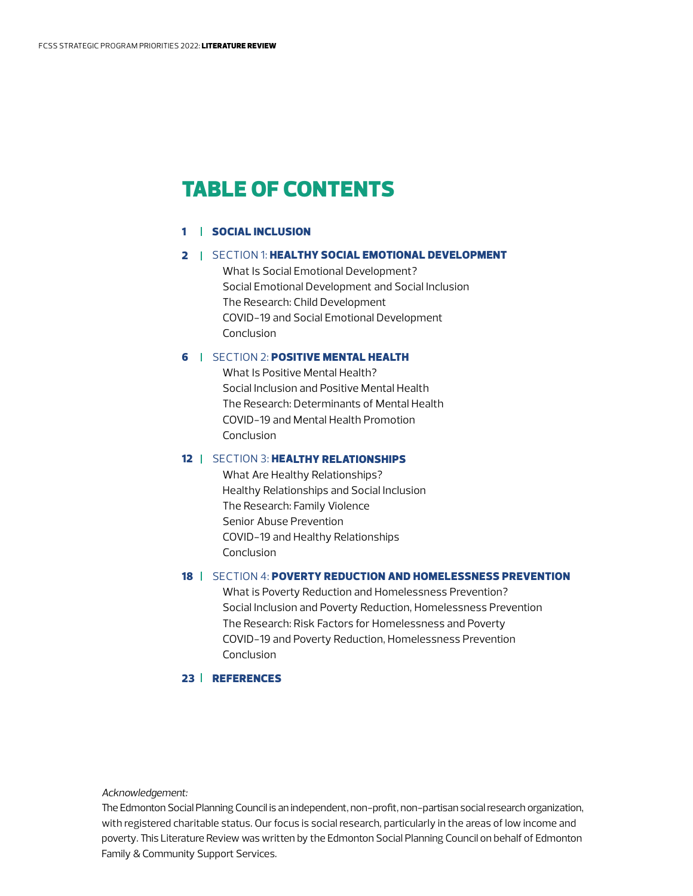# TABLE OF CONTENTS

**1 | SOCIAL INCLUSION**

**2 | SECTION 1: HEALTHY SOCIAL EMOTIONAL DEVELOPMENT**

- What Is Social Emotional Development?
- Social Emotional Development and Social Inclusion
- The Research: Child Development
- COVID-19 and Social Emotional Development
- Conclusion

**6 | SECTION 2: POSITIVE MENTAL HEALTH**

- What Is Positive Mental Health?
- Social Inclusion and Positive Mental Health
- The Research: Determinants of Mental Health
- COVID-19 and Mental Health Promotion
- Conclusion

**12 | SECTION 3: HEALTHY RELATIONSHIPS**

- What Are Healthy Relationships?
- Healthy Relationships and Social Inclusion
- The Research: Family Violence
- Senior Abuse Prevention
- COVID-19 and Healthy Relationships
- Conclusion

**18 | SECTION 4: POVERTY REDUCTION AND HOMELESSNESS PREVENTION**

- What is Poverty Reduction and Homelessness Prevention?
- Social Inclusion and Poverty Reduction, Homelessness Prevention
- The Research: Risk Factors for Homelessness and Poverty
- COVID-19 and Poverty Reduction, Homelessness Prevention
- Conclusion

**23 | REFERENCES**

*Acknowledgement:*

The Edmonton Social Planning Council is an independent, non-profit, non-partisan social research organization, with registered charitable status. Our focus is social research, particularly in the areas of low income and poverty. This Literature Review was written by the Edmonton Social Planning Council on behalf of Edmonton Family & Community Support Services.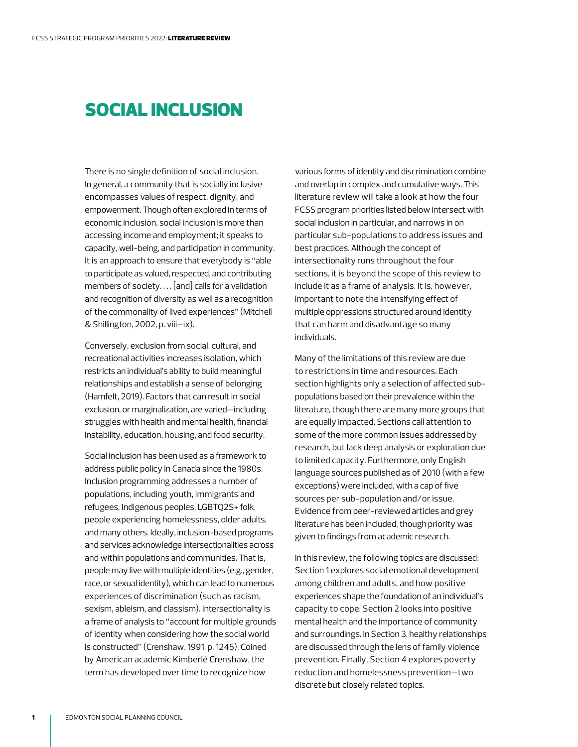# SOCIAL INCLUSION

There is no single definition of social inclusion. In general, a community that is socially inclusive encompasses values of respect, dignity, and empowerment. Though often explored in terms of economic inclusion, social inclusion is more than accessing income and employment; it speaks to capacity, well-being, and participation in community. It is an approach to ensure that everybody is "able to participate as valued, respected, and contributing members of society. . . . [and] calls for a validation and recognition of diversity as well as a recognition of the commonality of lived experiences" (Mitchell & Shillington, 2002, p. viii–ix).

Conversely, exclusion from social, cultural, and recreational activities increases isolation, which restricts an individual's ability to build meaningful relationships and establish a sense of belonging (Hamfelt, 2019). Factors that can result in social exclusion, or marginalization, are varied—including struggles with health and mental health, financial instability, education, housing, and food security.

Social inclusion has been used as a framework to address public policy in Canada since the 1980s. Inclusion programming addresses a number of populations, including youth, immigrants and refugees, Indigenous peoples, LGBTQ2S+ folk, people experiencing homelessness, older adults, and many others. Ideally, inclusion-based programs and services acknowledge intersectionalities across and within populations and communities. That is, people may live with multiple identities (e.g., gender, race, or sexual identity), which can lead to numerous experiences of discrimination (such as racism, sexism, ableism, and classism). Intersectionality is a frame of analysis to "account for multiple grounds of identity when considering how the social world is constructed" (Crenshaw, 1991, p. 1245). Coined by American academic Kimberlé Crenshaw, the term has developed over time to recognize how various forms of identity and discrimination combine and overlap in complex and cumulative ways. This literature review will take a look at how the four FCSS program priorities listed below intersect with social inclusion in particular, and narrows in on particular sub-populations to address issues and best practices. Although the concept of intersectionality runs throughout the four sections, it is beyond the scope of this review to include it as a frame of analysis. It is, however, important to note the intensifying effect of multiple oppressions structured around identity that can harm and disadvantage so many individuals.

Many of the limitations of this review are due to restrictions in time and resources. Each section highlights only a selection of affected sub-populations based on their prevalence within the literature, though there are many more groups that are equally impacted. Sections call attention to some of the more common issues addressed by research, but lack deep analysis or exploration due to limited capacity. Furthermore, only English language sources published as of 2010 (with a few exceptions) were included, with a cap of five sources per sub-population and/or issue. Evidence from peer-reviewed articles and grey literature has been included, though priority was given to findings from academic research.

In this review, the following topics are discussed: Section 1 explores social emotional development among children and adults, and how positive experiences shape the foundation of an individual's capacity to cope. Section 2 looks into positive mental health and the importance of community and surroundings. In Section 3, healthy relationships are discussed through the lens of family violence prevention. Finally, Section 4 explores poverty reduction and homelessness prevention—two discrete but closely related topics.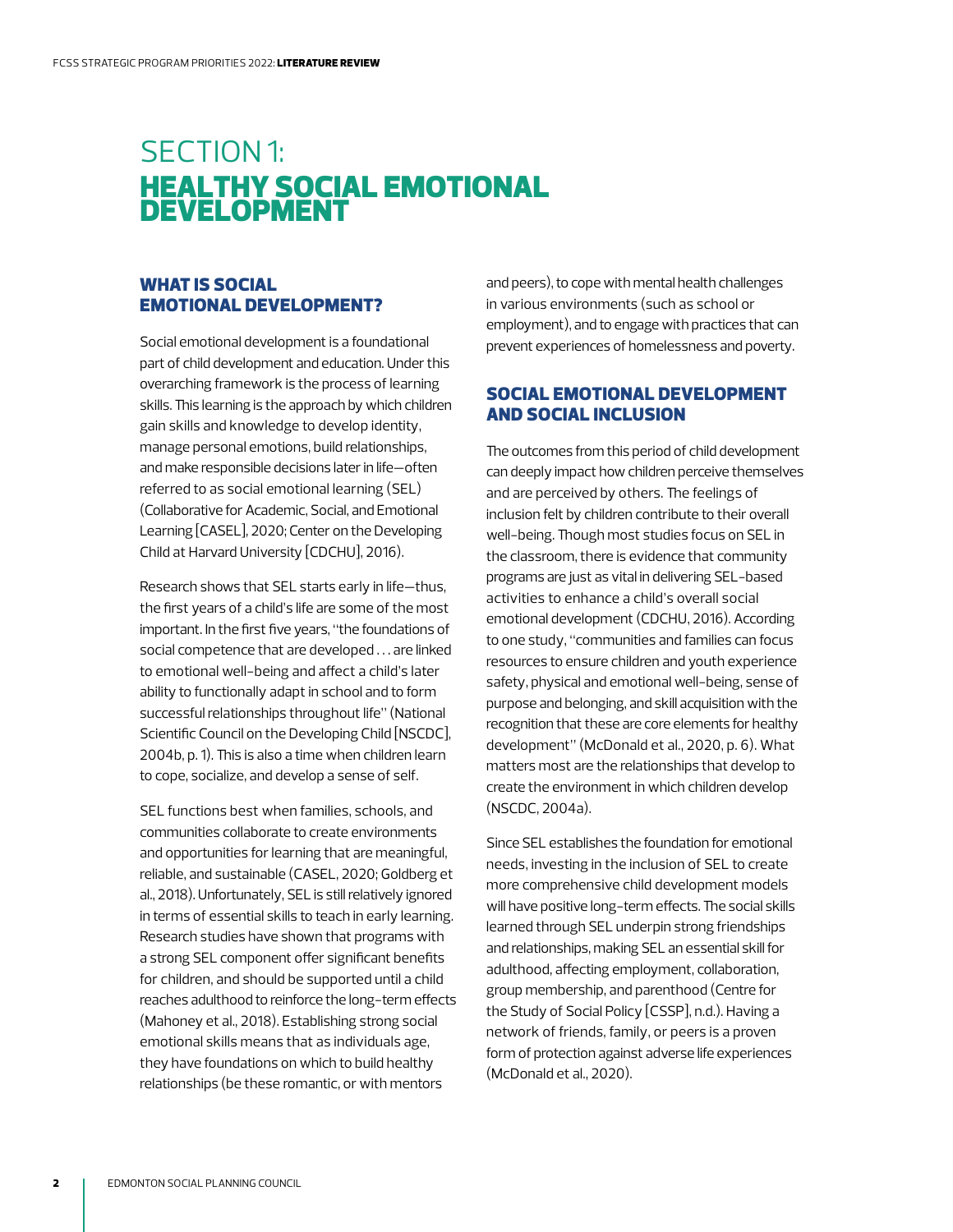# SECTION 1: HEALTHY SOCIAL EMOTIONAL DEVELOPMENT

## WHAT IS SOCIAL EMOTIONAL DEVELOPMENT?

Social emotional development is a foundational part of child development and education. Under this overarching framework is the process of learning skills. This learning is the approach by which children gain skills and knowledge to develop identity, manage personal emotions, build relationships, and make responsible decisions later in life—often referred to as social emotional learning (SEL) (Collaborative for Academic, Social, and Emotional Learning [CASEL], 2020; Center on the Developing Child at Harvard University [CDCHU], 2016).

Research shows that SEL starts early in life—thus, the first years of a child's life are some of the most important. In the first five years, "the foundations of social competence that are developed . . . are linked to emotional well-being and affect a child's later ability to functionally adapt in school and to form successful relationships throughout life" (National Scientific Council on the Developing Child [NSCDC], 2004b, p. 1). This is also a time when children learn to cope, socialize, and develop a sense of self.

SEL functions best when families, schools, and communities collaborate to create environments and opportunities for learning that are meaningful, reliable, and sustainable (CASEL, 2020; Goldberg et al., 2018). Unfortunately, SEL is still relatively ignored in terms of essential skills to teach in early learning. Research studies have shown that programs with a strong SEL component offer significant benefits for children, and should be supported until a child reaches adulthood to reinforce the long-term effects (Mahoney et al., 2018). Establishing strong social emotional skills means that as individuals age, they have foundations on which to build healthy relationships (be these romantic, or with mentors and peers), to cope with mental health challenges in various environments (such as school or employment), and to engage with practices that can prevent experiences of homelessness and poverty.

## SOCIAL EMOTIONAL DEVELOPMENT AND SOCIAL INCLUSION

The outcomes from this period of child development can deeply impact how children perceive themselves and are perceived by others. The feelings of inclusion felt by children contribute to their overall well-being. Though most studies focus on SEL in the classroom, there is evidence that community programs are just as vital in delivering SEL-based activities to enhance a child's overall social emotional development (CDCHU, 2016). According to one study, "communities and families can focus resources to ensure children and youth experience safety, physical and emotional well-being, sense of purpose and belonging, and skill acquisition with the recognition that these are core elements for healthy development" (McDonald et al., 2020, p. 6). What matters most are the relationships that develop to create the environment in which children develop (NSCDC, 2004a).

Since SEL establishes the foundation for emotional needs, investing in the inclusion of SEL to create more comprehensive child development models will have positive long-term effects. The social skills learned through SEL underpin strong friendships and relationships, making SEL an essential skill for adulthood, affecting employment, collaboration, group membership, and parenthood (Centre for the Study of Social Policy [CSSP], n.d.). Having a network of friends, family, or peers is a proven form of protection against adverse life experiences (McDonald et al., 2020).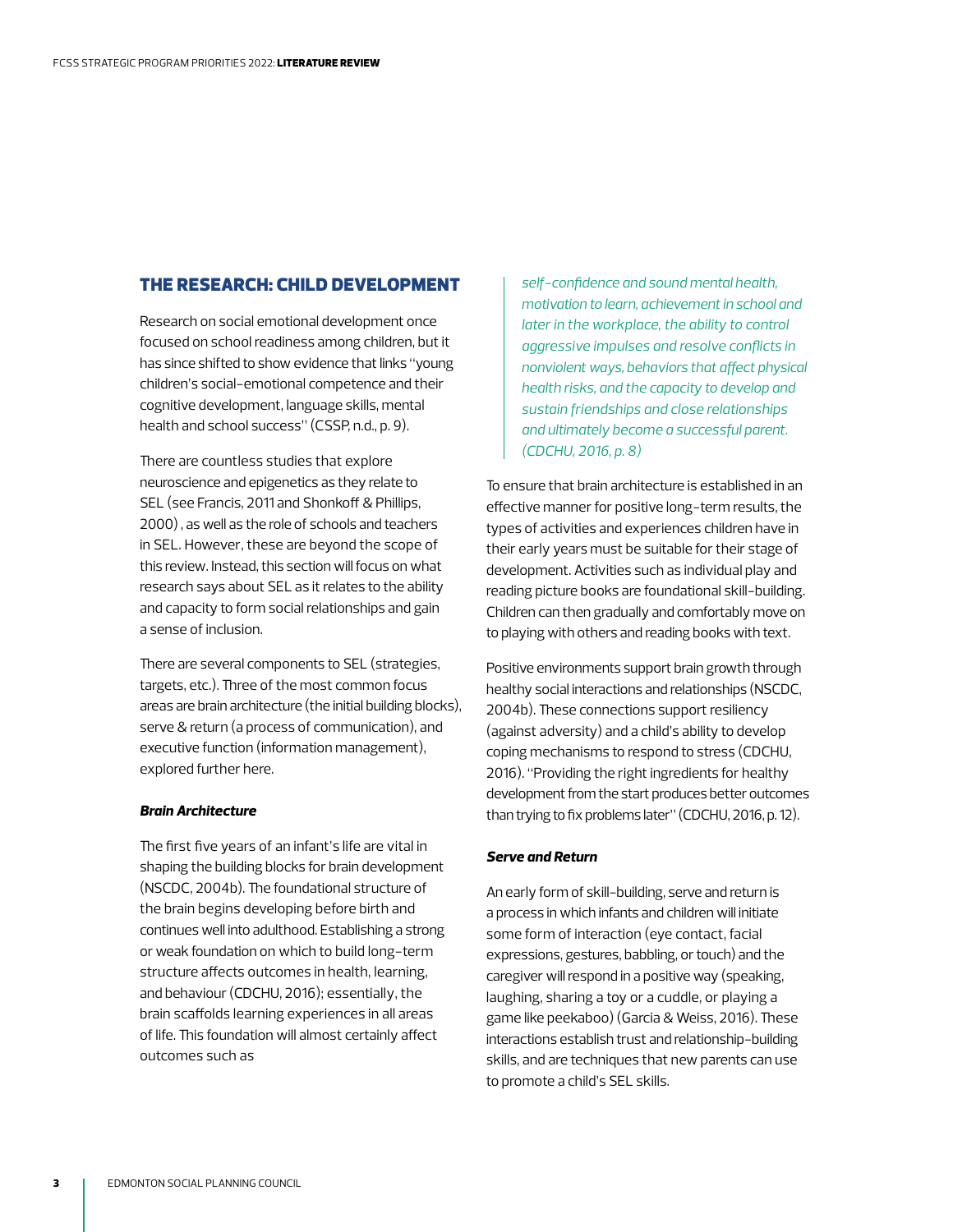## THE RESEARCH: CHILD DEVELOPMENT

Research on social emotional development once focused on school readiness among children, but it has since shifted to show evidence that links "young children's social-emotional competence and their cognitive development, language skills, mental health and school success" (CSSP, n.d., p. 9).

There are countless studies that explore neuroscience and epigenetics as they relate to SEL (see Francis, 2011 and Shonkoff & Phillips, 2000) , as well as the role of schools and teachers in SEL. However, these are beyond the scope of this review. Instead, this section will focus on what research says about SEL as it relates to the ability and capacity to form social relationships and gain a sense of inclusion.

There are several components to SEL (strategies, targets, etc.). Three of the most common focus areas are brain architecture (the initial building blocks), serve & return (a process of communication), and executive function (information management), explored further here.

### *Brain Architecture*

The first five years of an infant's life are vital in shaping the building blocks for brain development (NSCDC, 2004b). The foundational structure of the brain begins developing before birth and continues well into adulthood. Establishing a strong or weak foundation on which to build long-term structure affects outcomes in health, learning, and behaviour (CDCHU, 2016); essentially, the brain scaffolds learning experiences in all areas of life. This foundation will almost certainly affect outcomes such as

> *self-confidence and sound mental health, motivation to learn, achievement in school and later in the workplace, the ability to control aggressive impulses and resolve conflicts in nonviolent ways, behaviors that affect physical health risks, and the capacity to develop and sustain friendships and close relationships and ultimately become a successful parent. (CDCHU, 2016, p. 8)*

To ensure that brain architecture is established in an effective manner for positive long-term results, the types of activities and experiences children have in their early years must be suitable for their stage of development. Activities such as individual play and reading picture books are foundational skill-building. Children can then gradually and comfortably move on to playing with others and reading books with text.

Positive environments support brain growth through healthy social interactions and relationships (NSCDC, 2004b). These connections support resiliency (against adversity) and a child's ability to develop coping mechanisms to respond to stress (CDCHU, 2016). "Providing the right ingredients for healthy development from the start produces better outcomes than trying to fix problems later" (CDCHU, 2016, p. 12).

### *Serve and Return*

An early form of skill-building, serve and return is a process in which infants and children will initiate some form of interaction (eye contact, facial expressions, gestures, babbling, or touch) and the caregiver will respond in a positive way (speaking, laughing, sharing a toy or a cuddle, or playing a game like peekaboo) (Garcia & Weiss, 2016). These interactions establish trust and relationship-building skills, and are techniques that new parents can use to promote a child's SEL skills.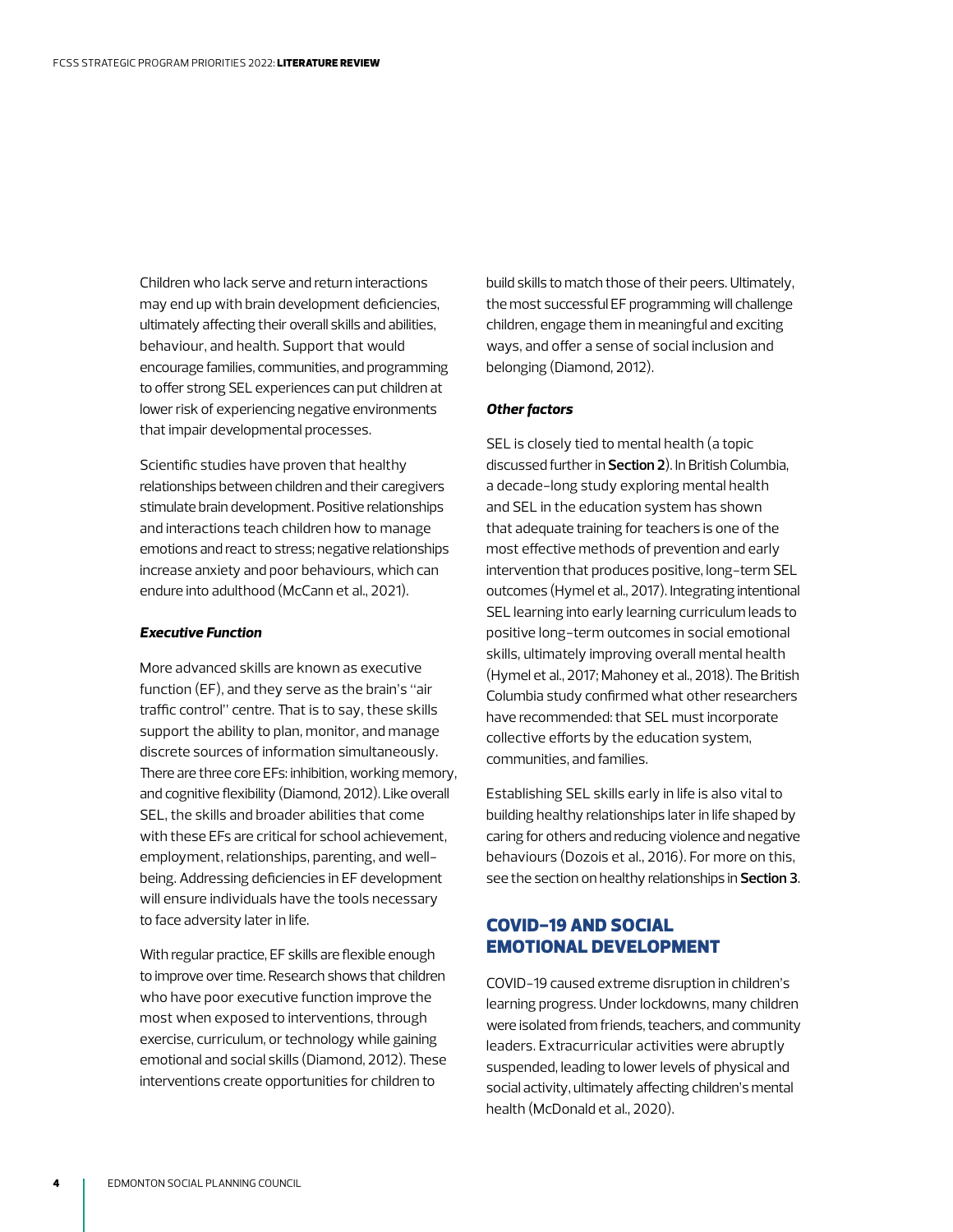Children who lack serve and return interactions may end up with brain development deficiencies, ultimately affecting their overall skills and abilities, behaviour, and health. Support that would encourage families, communities, and programming to offer strong SEL experiences can put children at lower risk of experiencing negative environments that impair developmental processes.

Scientific studies have proven that healthy relationships between children and their caregivers stimulate brain development. Positive relationships and interactions teach children how to manage emotions and react to stress; negative relationships increase anxiety and poor behaviours, which can endure into adulthood (McCann et al., 2021).

***Executive Function***

More advanced skills are known as executive function (EF), and they serve as the brain's "air traffic control" centre. That is to say, these skills support the ability to plan, monitor, and manage discrete sources of information simultaneously. There are three core EFs: inhibition, working memory, and cognitive flexibility (Diamond, 2012). Like overall SEL, the skills and broader abilities that come with these EFs are critical for school achievement, employment, relationships, parenting, and well-being. Addressing deficiencies in EF development will ensure individuals have the tools necessary to face adversity later in life.

With regular practice, EF skills are flexible enough to improve over time. Research shows that children who have poor executive function improve the most when exposed to interventions, through exercise, curriculum, or technology while gaining emotional and social skills (Diamond, 2012). These interventions create opportunities for children to build skills to match those of their peers. Ultimately, the most successful EF programming will challenge children, engage them in meaningful and exciting ways, and offer a sense of social inclusion and belonging (Diamond, 2012).

***Other factors***

SEL is closely tied to mental health (a topic discussed further in **Section 2**). In British Columbia, a decade-long study exploring mental health and SEL in the education system has shown that adequate training for teachers is one of the most effective methods of prevention and early intervention that produces positive, long-term SEL outcomes (Hymel et al., 2017). Integrating intentional SEL learning into early learning curriculum leads to positive long-term outcomes in social emotional skills, ultimately improving overall mental health (Hymel et al., 2017; Mahoney et al., 2018). The British Columbia study confirmed what other researchers have recommended: that SEL must incorporate collective efforts by the education system, communities, and families.

Establishing SEL skills early in life is also vital to building healthy relationships later in life shaped by caring for others and reducing violence and negative behaviours (Dozois et al., 2016). For more on this, see the section on healthy relationships in **Section 3**.

## COVID-19 AND SOCIAL EMOTIONAL DEVELOPMENT

COVID-19 caused extreme disruption in children's learning progress. Under lockdowns, many children were isolated from friends, teachers, and community leaders. Extracurricular activities were abruptly suspended, leading to lower levels of physical and social activity, ultimately affecting children's mental health (McDonald et al., 2020).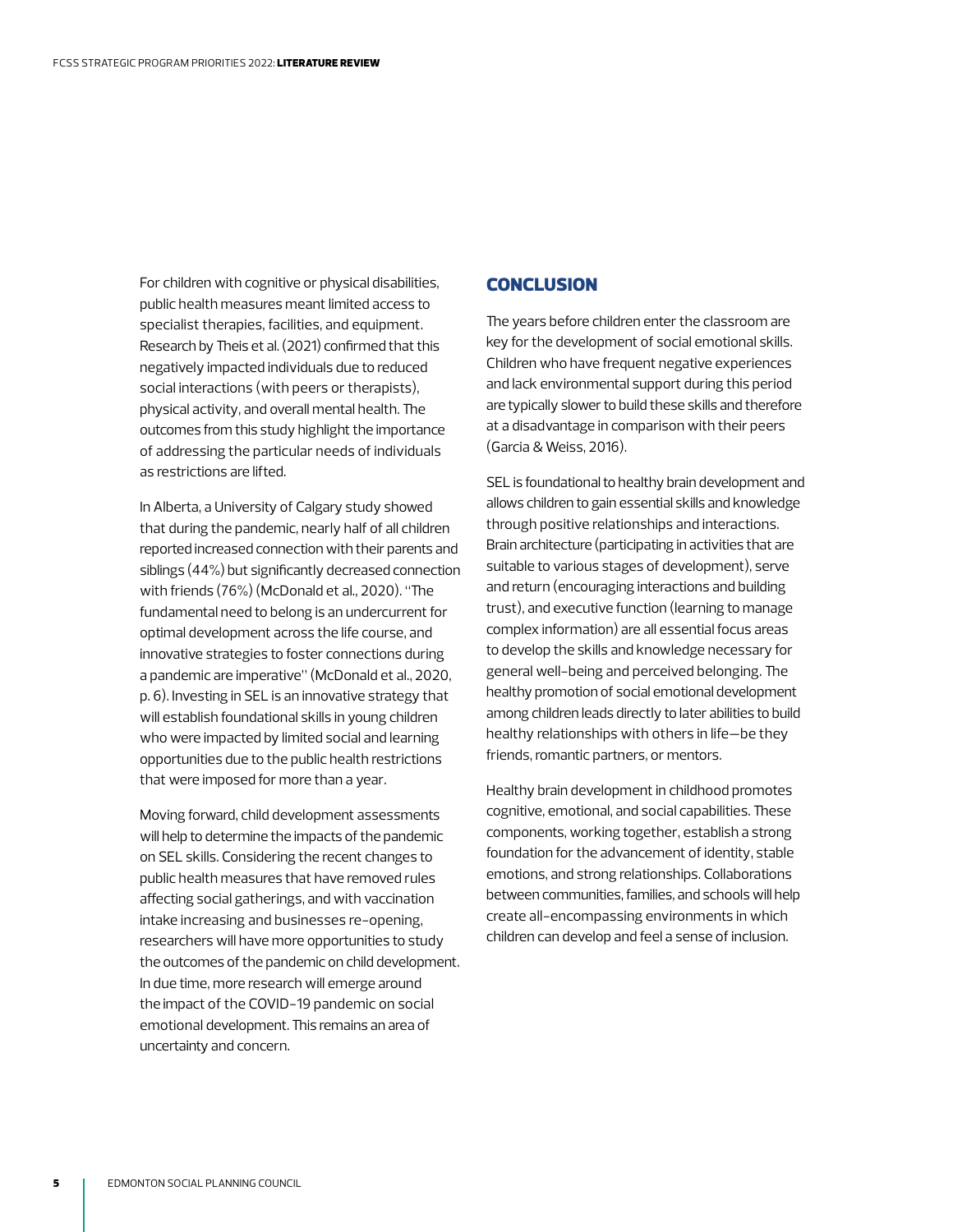For children with cognitive or physical disabilities, public health measures meant limited access to specialist therapies, facilities, and equipment. Research by Theis et al. (2021) confirmed that this negatively impacted individuals due to reduced social interactions (with peers or therapists), physical activity, and overall mental health. The outcomes from this study highlight the importance of addressing the particular needs of individuals as restrictions are lifted.

In Alberta, a University of Calgary study showed that during the pandemic, nearly half of all children reported increased connection with their parents and siblings (44%) but significantly decreased connection with friends (76%) (McDonald et al., 2020). "The fundamental need to belong is an undercurrent for optimal development across the life course, and innovative strategies to foster connections during a pandemic are imperative" (McDonald et al., 2020, p. 6). Investing in SEL is an innovative strategy that will establish foundational skills in young children who were impacted by limited social and learning opportunities due to the public health restrictions that were imposed for more than a year.

Moving forward, child development assessments will help to determine the impacts of the pandemic on SEL skills. Considering the recent changes to public health measures that have removed rules affecting social gatherings, and with vaccination intake increasing and businesses re-opening, researchers will have more opportunities to study the outcomes of the pandemic on child development. In due time, more research will emerge around the impact of the COVID-19 pandemic on social emotional development. This remains an area of uncertainty and concern.

## CONCLUSION

The years before children enter the classroom are key for the development of social emotional skills. Children who have frequent negative experiences and lack environmental support during this period are typically slower to build these skills and therefore at a disadvantage in comparison with their peers (Garcia & Weiss, 2016).

SEL is foundational to healthy brain development and allows children to gain essential skills and knowledge through positive relationships and interactions. Brain architecture (participating in activities that are suitable to various stages of development), serve and return (encouraging interactions and building trust), and executive function (learning to manage complex information) are all essential focus areas to develop the skills and knowledge necessary for general well-being and perceived belonging. The healthy promotion of social emotional development among children leads directly to later abilities to build healthy relationships with others in life—be they friends, romantic partners, or mentors.

Healthy brain development in childhood promotes cognitive, emotional, and social capabilities. These components, working together, establish a strong foundation for the advancement of identity, stable emotions, and strong relationships. Collaborations between communities, families, and schools will help create all-encompassing environments in which children can develop and feel a sense of inclusion.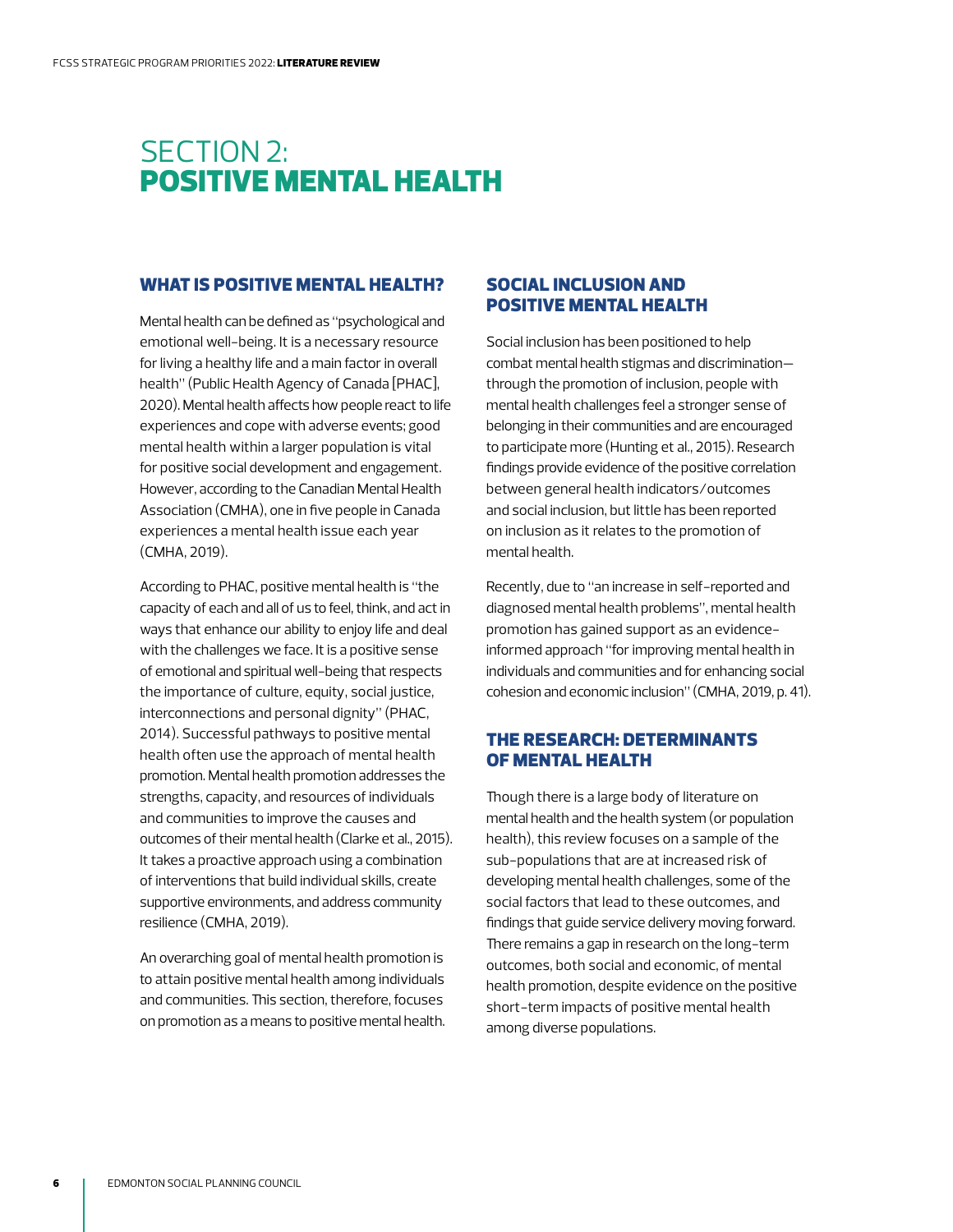# SECTION 2: POSITIVE MENTAL HEALTH

## WHAT IS POSITIVE MENTAL HEALTH?

Mental health can be defined as "psychological and emotional well-being. It is a necessary resource for living a healthy life and a main factor in overall health" (Public Health Agency of Canada [PHAC], 2020). Mental health affects how people react to life experiences and cope with adverse events; good mental health within a larger population is vital for positive social development and engagement. However, according to the Canadian Mental Health Association (CMHA), one in five people in Canada experiences a mental health issue each year (CMHA, 2019).

According to PHAC, positive mental health is "the capacity of each and all of us to feel, think, and act in ways that enhance our ability to enjoy life and deal with the challenges we face. It is a positive sense of emotional and spiritual well-being that respects the importance of culture, equity, social justice, interconnections and personal dignity" (PHAC, 2014). Successful pathways to positive mental health often use the approach of mental health promotion. Mental health promotion addresses the strengths, capacity, and resources of individuals and communities to improve the causes and outcomes of their mental health (Clarke et al., 2015). It takes a proactive approach using a combination of interventions that build individual skills, create supportive environments, and address community resilience (CMHA, 2019).

An overarching goal of mental health promotion is to attain positive mental health among individuals and communities. This section, therefore, focuses on promotion as a means to positive mental health.

## SOCIAL INCLUSION AND POSITIVE MENTAL HEALTH

Social inclusion has been positioned to help combat mental health stigmas and discrimination—through the promotion of inclusion, people with mental health challenges feel a stronger sense of belonging in their communities and are encouraged to participate more (Hunting et al., 2015). Research findings provide evidence of the positive correlation between general health indicators/outcomes and social inclusion, but little has been reported on inclusion as it relates to the promotion of mental health.

Recently, due to "an increase in self-reported and diagnosed mental health problems", mental health promotion has gained support as an evidence-informed approach "for improving mental health in individuals and communities and for enhancing social cohesion and economic inclusion" (CMHA, 2019, p. 41).

## THE RESEARCH: DETERMINANTS OF MENTAL HEALTH

Though there is a large body of literature on mental health and the health system (or population health), this review focuses on a sample of the sub-populations that are at increased risk of developing mental health challenges, some of the social factors that lead to these outcomes, and findings that guide service delivery moving forward. There remains a gap in research on the long-term outcomes, both social and economic, of mental health promotion, despite evidence on the positive short-term impacts of positive mental health among diverse populations.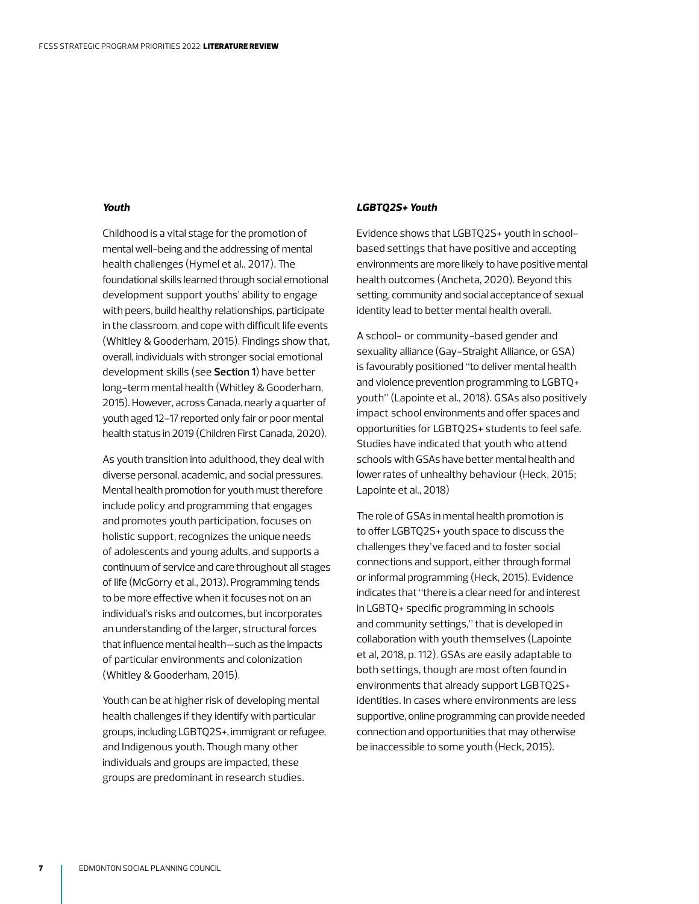### *Youth*

Childhood is a vital stage for the promotion of mental well-being and the addressing of mental health challenges (Hymel et al., 2017). The foundational skills learned through social emotional development support youths' ability to engage with peers, build healthy relationships, participate in the classroom, and cope with difficult life events (Whitley & Gooderham, 2015). Findings show that, overall, individuals with stronger social emotional development skills (see **Section 1**) have better long-term mental health (Whitley & Gooderham, 2015). However, across Canada, nearly a quarter of youth aged 12–17 reported only fair or poor mental health status in 2019 (Children First Canada, 2020).

As youth transition into adulthood, they deal with diverse personal, academic, and social pressures. Mental health promotion for youth must therefore include policy and programming that engages and promotes youth participation, focuses on holistic support, recognizes the unique needs of adolescents and young adults, and supports a continuum of service and care throughout all stages of life (McGorry et al., 2013). Programming tends to be more effective when it focuses not on an individual's risks and outcomes, but incorporates an understanding of the larger, structural forces that influence mental health—such as the impacts of particular environments and colonization (Whitley & Gooderham, 2015).

Youth can be at higher risk of developing mental health challenges if they identify with particular groups, including LGBTQ2S+, immigrant or refugee, and Indigenous youth. Though many other individuals and groups are impacted, these groups are predominant in research studies.

### *LGBTQ2S+ Youth*

Evidence shows that LGBTQ2S+ youth in school-based settings that have positive and accepting environments are more likely to have positive mental health outcomes (Ancheta, 2020). Beyond this setting, community and social acceptance of sexual identity lead to better mental health overall.

A school- or community-based gender and sexuality alliance (Gay-Straight Alliance, or GSA) is favourably positioned "to deliver mental health and violence prevention programming to LGBTQ+ youth" (Lapointe et al., 2018). GSAs also positively impact school environments and offer spaces and opportunities for LGBTQ2S+ students to feel safe. Studies have indicated that youth who attend schools with GSAs have better mental health and lower rates of unhealthy behaviour (Heck, 2015; Lapointe et al., 2018)

The role of GSAs in mental health promotion is to offer LGBTQ2S+ youth space to discuss the challenges they've faced and to foster social connections and support, either through formal or informal programming (Heck, 2015). Evidence indicates that "there is a clear need for and interest in LGBTQ+ specific programming in schools and community settings," that is developed in collaboration with youth themselves (Lapointe et al, 2018, p. 112). GSAs are easily adaptable to both settings, though are most often found in environments that already support LGBTQ2S+ identities. In cases where environments are less supportive, online programming can provide needed connection and opportunities that may otherwise be inaccessible to some youth (Heck, 2015).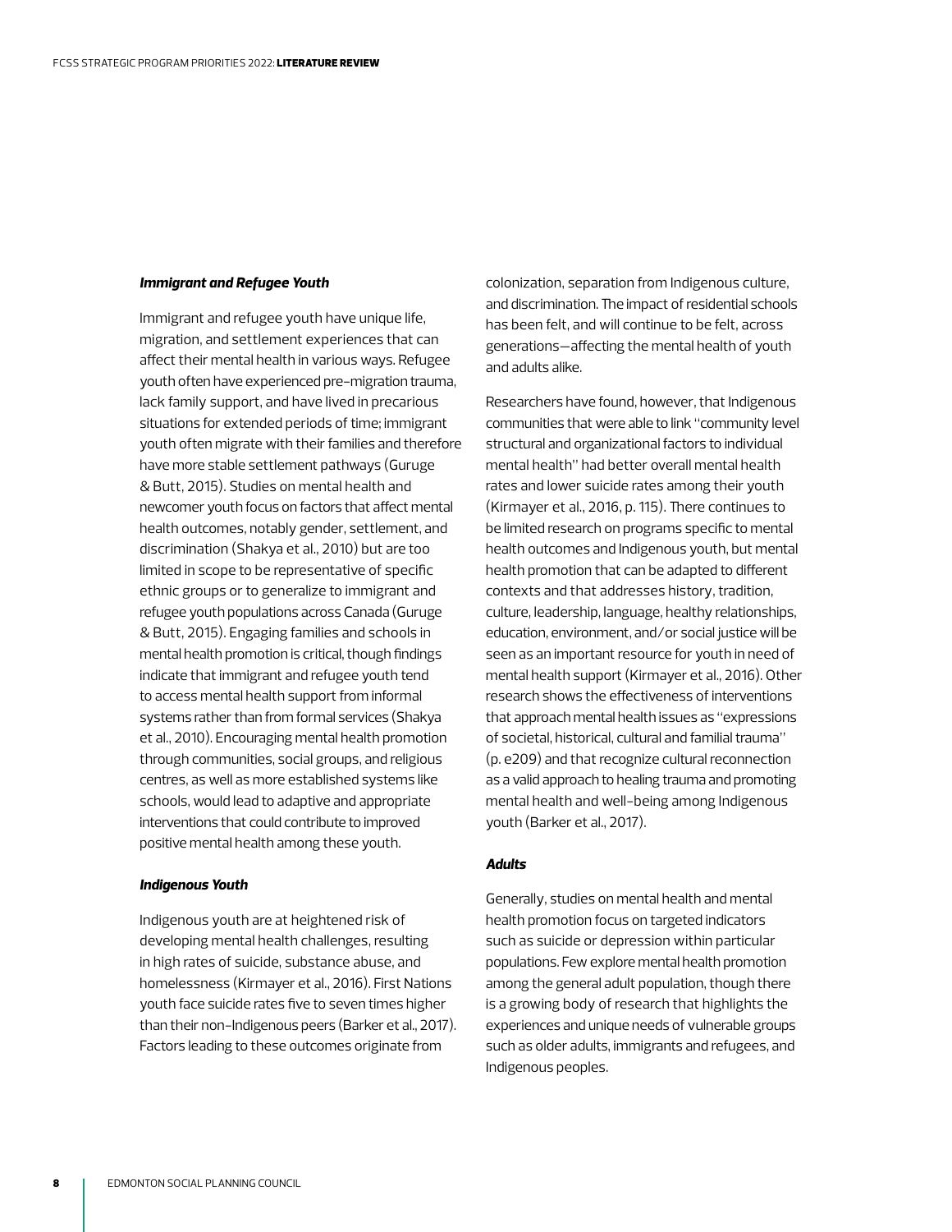***Immigrant and Refugee Youth***

Immigrant and refugee youth have unique life, migration, and settlement experiences that can affect their mental health in various ways. Refugee youth often have experienced pre-migration trauma, lack family support, and have lived in precarious situations for extended periods of time; immigrant youth often migrate with their families and therefore have more stable settlement pathways (Guruge & Butt, 2015). Studies on mental health and newcomer youth focus on factors that affect mental health outcomes, notably gender, settlement, and discrimination (Shakya et al., 2010) but are too limited in scope to be representative of specific ethnic groups or to generalize to immigrant and refugee youth populations across Canada (Guruge & Butt, 2015). Engaging families and schools in mental health promotion is critical, though findings indicate that immigrant and refugee youth tend to access mental health support from informal systems rather than from formal services (Shakya et al., 2010). Encouraging mental health promotion through communities, social groups, and religious centres, as well as more established systems like schools, would lead to adaptive and appropriate interventions that could contribute to improved positive mental health among these youth.

***Indigenous Youth***

Indigenous youth are at heightened risk of developing mental health challenges, resulting in high rates of suicide, substance abuse, and homelessness (Kirmayer et al., 2016). First Nations youth face suicide rates five to seven times higher than their non-Indigenous peers (Barker et al., 2017). Factors leading to these outcomes originate from colonization, separation from Indigenous culture, and discrimination. The impact of residential schools has been felt, and will continue to be felt, across generations—affecting the mental health of youth and adults alike.

Researchers have found, however, that Indigenous communities that were able to link "community level structural and organizational factors to individual mental health" had better overall mental health rates and lower suicide rates among their youth (Kirmayer et al., 2016, p. 115). There continues to be limited research on programs specific to mental health outcomes and Indigenous youth, but mental health promotion that can be adapted to different contexts and that addresses history, tradition, culture, leadership, language, healthy relationships, education, environment, and/or social justice will be seen as an important resource for youth in need of mental health support (Kirmayer et al., 2016). Other research shows the effectiveness of interventions that approach mental health issues as "expressions of societal, historical, cultural and familial trauma" (p. e209) and that recognize cultural reconnection as a valid approach to healing trauma and promoting mental health and well-being among Indigenous youth (Barker et al., 2017).

***Adults***

Generally, studies on mental health and mental health promotion focus on targeted indicators such as suicide or depression within particular populations. Few explore mental health promotion among the general adult population, though there is a growing body of research that highlights the experiences and unique needs of vulnerable groups such as older adults, immigrants and refugees, and Indigenous peoples.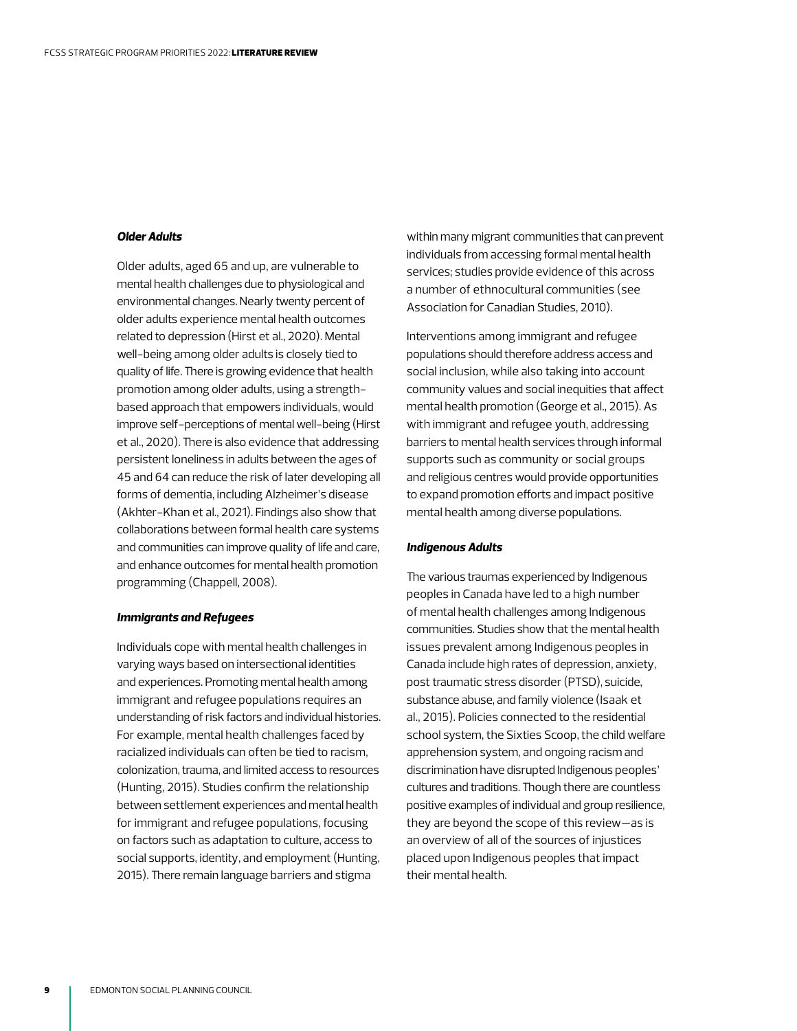### *Older Adults*

Older adults, aged 65 and up, are vulnerable to mental health challenges due to physiological and environmental changes. Nearly twenty percent of older adults experience mental health outcomes related to depression (Hirst et al., 2020). Mental well-being among older adults is closely tied to quality of life. There is growing evidence that health promotion among older adults, using a strength-based approach that empowers individuals, would improve self-perceptions of mental well-being (Hirst et al., 2020). There is also evidence that addressing persistent loneliness in adults between the ages of 45 and 64 can reduce the risk of later developing all forms of dementia, including Alzheimer's disease (Akhter-Khan et al., 2021). Findings also show that collaborations between formal health care systems and communities can improve quality of life and care, and enhance outcomes for mental health promotion programming (Chappell, 2008).

### *Immigrants and Refugees*

Individuals cope with mental health challenges in varying ways based on intersectional identities and experiences. Promoting mental health among immigrant and refugee populations requires an understanding of risk factors and individual histories. For example, mental health challenges faced by racialized individuals can often be tied to racism, colonization, trauma, and limited access to resources (Hunting, 2015). Studies confirm the relationship between settlement experiences and mental health for immigrant and refugee populations, focusing on factors such as adaptation to culture, access to social supports, identity, and employment (Hunting, 2015). There remain language barriers and stigma within many migrant communities that can prevent individuals from accessing formal mental health services; studies provide evidence of this across a number of ethnocultural communities (see Association for Canadian Studies, 2010).

Interventions among immigrant and refugee populations should therefore address access and social inclusion, while also taking into account community values and social inequities that affect mental health promotion (George et al., 2015). As with immigrant and refugee youth, addressing barriers to mental health services through informal supports such as community or social groups and religious centres would provide opportunities to expand promotion efforts and impact positive mental health among diverse populations.

### *Indigenous Adults*

The various traumas experienced by Indigenous peoples in Canada have led to a high number of mental health challenges among Indigenous communities. Studies show that the mental health issues prevalent among Indigenous peoples in Canada include high rates of depression, anxiety, post traumatic stress disorder (PTSD), suicide, substance abuse, and family violence (Isaak et al., 2015). Policies connected to the residential school system, the Sixties Scoop, the child welfare apprehension system, and ongoing racism and discrimination have disrupted Indigenous peoples' cultures and traditions. Though there are countless positive examples of individual and group resilience, they are beyond the scope of this review—as is an overview of all of the sources of injustices placed upon Indigenous peoples that impact their mental health.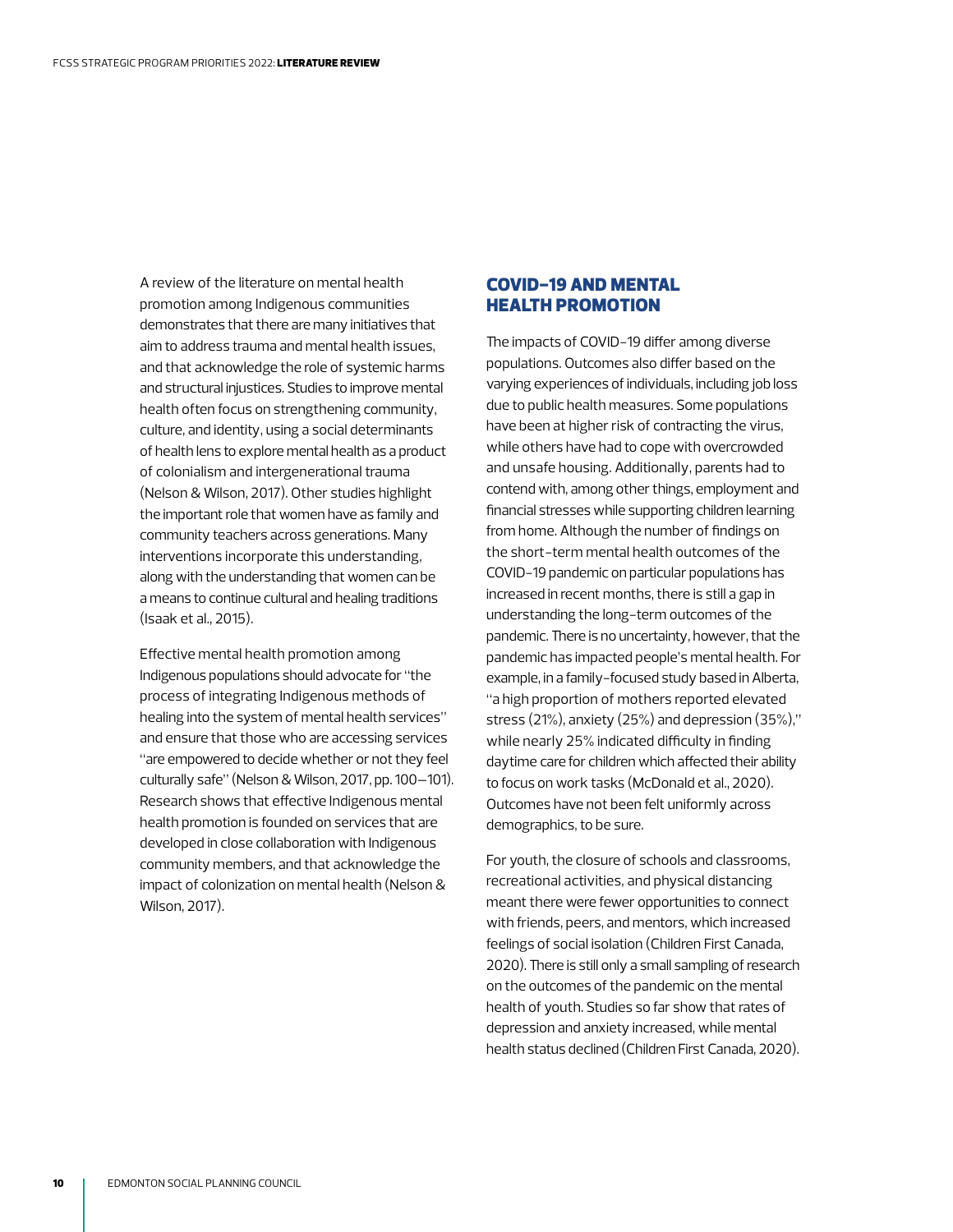A review of the literature on mental health promotion among Indigenous communities demonstrates that there are many initiatives that aim to address trauma and mental health issues, and that acknowledge the role of systemic harms and structural injustices. Studies to improve mental health often focus on strengthening community, culture, and identity, using a social determinants of health lens to explore mental health as a product of colonialism and intergenerational trauma (Nelson & Wilson, 2017). Other studies highlight the important role that women have as family and community teachers across generations. Many interventions incorporate this understanding, along with the understanding that women can be a means to continue cultural and healing traditions (Isaak et al., 2015).

Effective mental health promotion among Indigenous populations should advocate for "the process of integrating Indigenous methods of healing into the system of mental health services" and ensure that those who are accessing services "are empowered to decide whether or not they feel culturally safe" (Nelson & Wilson, 2017, pp. 100–101). Research shows that effective Indigenous mental health promotion is founded on services that are developed in close collaboration with Indigenous community members, and that acknowledge the impact of colonization on mental health (Nelson & Wilson, 2017).

## COVID-19 AND MENTAL HEALTH PROMOTION

The impacts of COVID-19 differ among diverse populations. Outcomes also differ based on the varying experiences of individuals, including job loss due to public health measures. Some populations have been at higher risk of contracting the virus, while others have had to cope with overcrowded and unsafe housing. Additionally, parents had to contend with, among other things, employment and financial stresses while supporting children learning from home. Although the number of findings on the short-term mental health outcomes of the COVID-19 pandemic on particular populations has increased in recent months, there is still a gap in understanding the long-term outcomes of the pandemic. There is no uncertainty, however, that the pandemic has impacted people's mental health. For example, in a family-focused study based in Alberta, "a high proportion of mothers reported elevated stress (21%), anxiety (25%) and depression (35%)," while nearly 25% indicated difficulty in finding daytime care for children which affected their ability to focus on work tasks (McDonald et al., 2020). Outcomes have not been felt uniformly across demographics, to be sure.

For youth, the closure of schools and classrooms, recreational activities, and physical distancing meant there were fewer opportunities to connect with friends, peers, and mentors, which increased feelings of social isolation (Children First Canada, 2020). There is still only a small sampling of research on the outcomes of the pandemic on the mental health of youth. Studies so far show that rates of depression and anxiety increased, while mental health status declined (Children First Canada, 2020).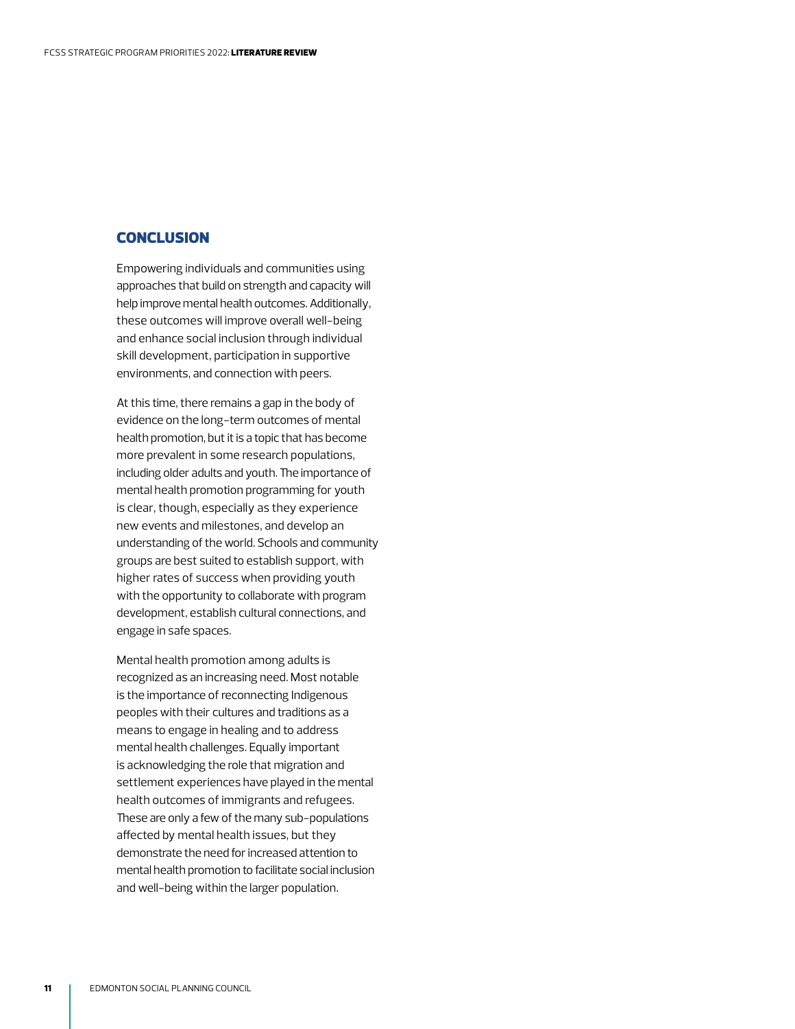## CONCLUSION

Empowering individuals and communities using approaches that build on strength and capacity will help improve mental health outcomes. Additionally, these outcomes will improve overall well-being and enhance social inclusion through individual skill development, participation in supportive environments, and connection with peers.

At this time, there remains a gap in the body of evidence on the long-term outcomes of mental health promotion, but it is a topic that has become more prevalent in some research populations, including older adults and youth. The importance of mental health promotion programming for youth is clear, though, especially as they experience new events and milestones, and develop an understanding of the world. Schools and community groups are best suited to establish support, with higher rates of success when providing youth with the opportunity to collaborate with program development, establish cultural connections, and engage in safe spaces.

Mental health promotion among adults is recognized as an increasing need. Most notable is the importance of reconnecting Indigenous peoples with their cultures and traditions as a means to engage in healing and to address mental health challenges. Equally important is acknowledging the role that migration and settlement experiences have played in the mental health outcomes of immigrants and refugees. These are only a few of the many sub-populations affected by mental health issues, but they demonstrate the need for increased attention to mental health promotion to facilitate social inclusion and well-being within the larger population.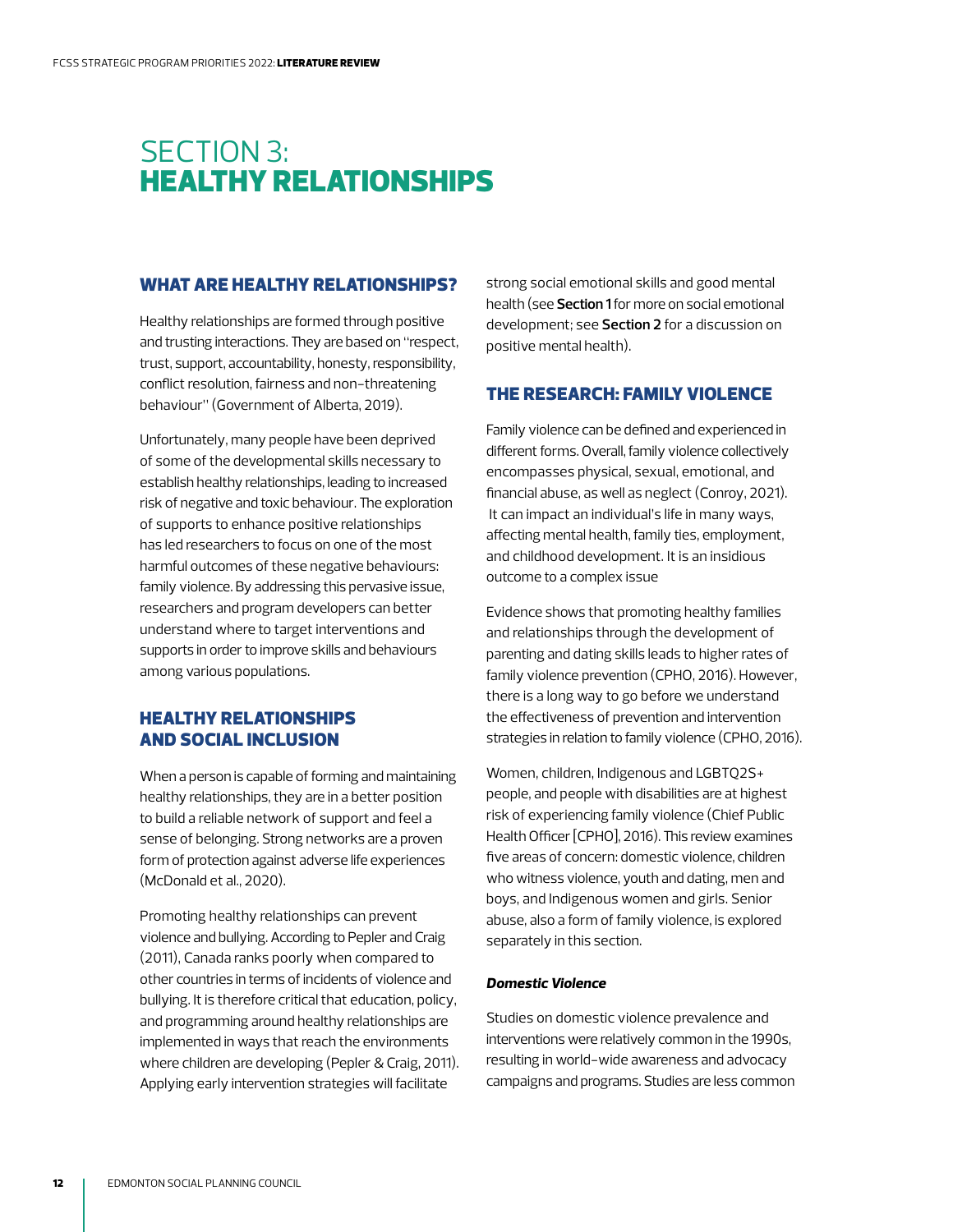# SECTION 3: **HEALTHY RELATIONSHIPS**

## WHAT ARE HEALTHY RELATIONSHIPS?

Healthy relationships are formed through positive and trusting interactions. They are based on "respect, trust, support, accountability, honesty, responsibility, conflict resolution, fairness and non-threatening behaviour" (Government of Alberta, 2019).

Unfortunately, many people have been deprived of some of the developmental skills necessary to establish healthy relationships, leading to increased risk of negative and toxic behaviour. The exploration of supports to enhance positive relationships has led researchers to focus on one of the most harmful outcomes of these negative behaviours: family violence. By addressing this pervasive issue, researchers and program developers can better understand where to target interventions and supports in order to improve skills and behaviours among various populations.

## HEALTHY RELATIONSHIPS AND SOCIAL INCLUSION

When a person is capable of forming and maintaining healthy relationships, they are in a better position to build a reliable network of support and feel a sense of belonging. Strong networks are a proven form of protection against adverse life experiences (McDonald et al., 2020).

Promoting healthy relationships can prevent violence and bullying. According to Pepler and Craig (2011), Canada ranks poorly when compared to other countries in terms of incidents of violence and bullying. It is therefore critical that education, policy, and programming around healthy relationships are implemented in ways that reach the environments where children are developing (Pepler & Craig, 2011). Applying early intervention strategies will facilitate strong social emotional skills and good mental health (see **Section 1** for more on social emotional development; see **Section 2** for a discussion on positive mental health).

## THE RESEARCH: FAMILY VIOLENCE

Family violence can be defined and experienced in different forms. Overall, family violence collectively encompasses physical, sexual, emotional, and financial abuse, as well as neglect (Conroy, 2021). It can impact an individual's life in many ways, affecting mental health, family ties, employment, and childhood development. It is an insidious outcome to a complex issue

Evidence shows that promoting healthy families and relationships through the development of parenting and dating skills leads to higher rates of family violence prevention (CPHO, 2016). However, there is a long way to go before we understand the effectiveness of prevention and intervention strategies in relation to family violence (CPHO, 2016).

Women, children, Indigenous and LGBTQ2S+ people, and people with disabilities are at highest risk of experiencing family violence (Chief Public Health Officer [CPHO], 2016). This review examines five areas of concern: domestic violence, children who witness violence, youth and dating, men and boys, and Indigenous women and girls. Senior abuse, also a form of family violence, is explored separately in this section.

### ***Domestic Violence***

Studies on domestic violence prevalence and interventions were relatively common in the 1990s, resulting in world-wide awareness and advocacy campaigns and programs. Studies are less common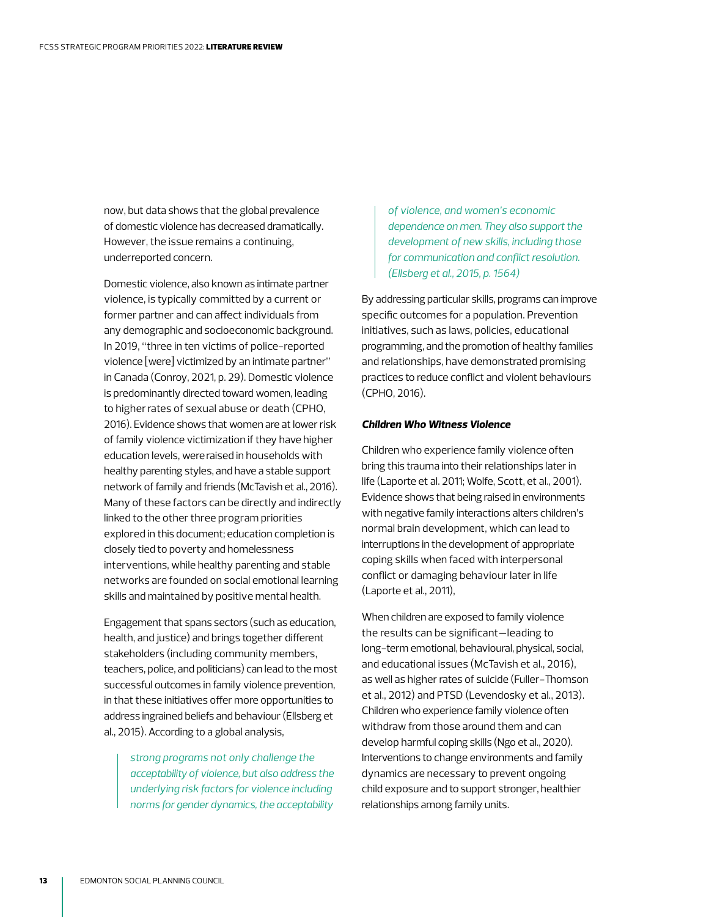now, but data shows that the global prevalence of domestic violence has decreased dramatically. However, the issue remains a continuing, underreported concern.

Domestic violence, also known as intimate partner violence, is typically committed by a current or former partner and can affect individuals from any demographic and socioeconomic background. In 2019, "three in ten victims of police-reported violence [were] victimized by an intimate partner" in Canada (Conroy, 2021, p. 29). Domestic violence is predominantly directed toward women, leading to higher rates of sexual abuse or death (CPHO, 2016). Evidence shows that women are at lower risk of family violence victimization if they have higher education levels, were raised in households with healthy parenting styles, and have a stable support network of family and friends (McTavish et al., 2016). Many of these factors can be directly and indirectly linked to the other three program priorities explored in this document; education completion is closely tied to poverty and homelessness interventions, while healthy parenting and stable networks are founded on social emotional learning skills and maintained by positive mental health.

Engagement that spans sectors (such as education, health, and justice) and brings together different stakeholders (including community members, teachers, police, and politicians) can lead to the most successful outcomes in family violence prevention, in that these initiatives offer more opportunities to address ingrained beliefs and behaviour (Ellsberg et al., 2015). According to a global analysis,

> *strong programs not only challenge the acceptability of violence, but also address the underlying risk factors for violence including norms for gender dynamics, the acceptability of violence, and women's economic dependence on men. They also support the development of new skills, including those for communication and conflict resolution. (Ellsberg et al., 2015, p. 1564)*

By addressing particular skills, programs can improve specific outcomes for a population. Prevention initiatives, such as laws, policies, educational programming, and the promotion of healthy families and relationships, have demonstrated promising practices to reduce conflict and violent behaviours (CPHO, 2016).

#### ***Children Who Witness Violence***

Children who experience family violence often bring this trauma into their relationships later in life (Laporte et al. 2011; Wolfe, Scott, et al., 2001). Evidence shows that being raised in environments with negative family interactions alters children's normal brain development, which can lead to interruptions in the development of appropriate coping skills when faced with interpersonal conflict or damaging behaviour later in life (Laporte et al., 2011),

When children are exposed to family violence the results can be significant—leading to long-term emotional, behavioural, physical, social, and educational issues (McTavish et al., 2016), as well as higher rates of suicide (Fuller-Thomson et al., 2012) and PTSD (Levendosky et al., 2013). Children who experience family violence often withdraw from those around them and can develop harmful coping skills (Ngo et al., 2020). Interventions to change environments and family dynamics are necessary to prevent ongoing child exposure and to support stronger, healthier relationships among family units.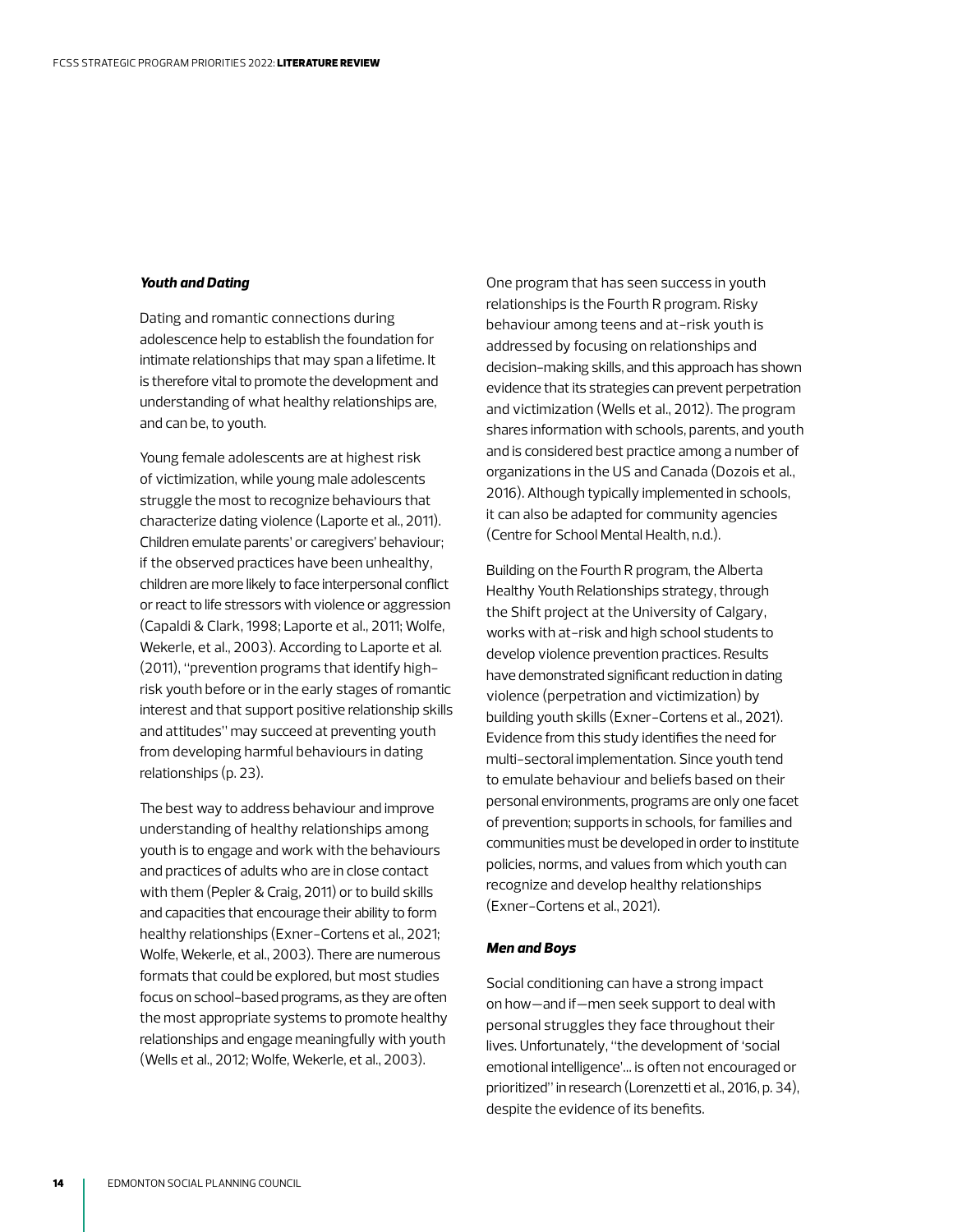***Youth and Dating***

Dating and romantic connections during adolescence help to establish the foundation for intimate relationships that may span a lifetime. It is therefore vital to promote the development and understanding of what healthy relationships are, and can be, to youth.

Young female adolescents are at highest risk of victimization, while young male adolescents struggle the most to recognize behaviours that characterize dating violence (Laporte et al., 2011). Children emulate parents' or caregivers' behaviour; if the observed practices have been unhealthy, children are more likely to face interpersonal conflict or react to life stressors with violence or aggression (Capaldi & Clark, 1998; Laporte et al., 2011; Wolfe, Wekerle, et al., 2003). According to Laporte et al. (2011), "prevention programs that identify high-risk youth before or in the early stages of romantic interest and that support positive relationship skills and attitudes" may succeed at preventing youth from developing harmful behaviours in dating relationships (p. 23).

The best way to address behaviour and improve understanding of healthy relationships among youth is to engage and work with the behaviours and practices of adults who are in close contact with them (Pepler & Craig, 2011) or to build skills and capacities that encourage their ability to form healthy relationships (Exner-Cortens et al., 2021; Wolfe, Wekerle, et al., 2003). There are numerous formats that could be explored, but most studies focus on school-based programs, as they are often the most appropriate systems to promote healthy relationships and engage meaningfully with youth (Wells et al., 2012; Wolfe, Wekerle, et al., 2003).

One program that has seen success in youth relationships is the Fourth R program. Risky behaviour among teens and at-risk youth is addressed by focusing on relationships and decision-making skills, and this approach has shown evidence that its strategies can prevent perpetration and victimization (Wells et al., 2012). The program shares information with schools, parents, and youth and is considered best practice among a number of organizations in the US and Canada (Dozois et al., 2016). Although typically implemented in schools, it can also be adapted for community agencies (Centre for School Mental Health, n.d.).

Building on the Fourth R program, the Alberta Healthy Youth Relationships strategy, through the Shift project at the University of Calgary, works with at-risk and high school students to develop violence prevention practices. Results have demonstrated significant reduction in dating violence (perpetration and victimization) by building youth skills (Exner-Cortens et al., 2021). Evidence from this study identifies the need for multi-sectoral implementation. Since youth tend to emulate behaviour and beliefs based on their personal environments, programs are only one facet of prevention; supports in schools, for families and communities must be developed in order to institute policies, norms, and values from which youth can recognize and develop healthy relationships (Exner-Cortens et al., 2021).

***Men and Boys***

Social conditioning can have a strong impact on how—and if—men seek support to deal with personal struggles they face throughout their lives. Unfortunately, "the development of 'social emotional intelligence'... is often not encouraged or prioritized" in research (Lorenzetti et al., 2016, p. 34), despite the evidence of its benefits.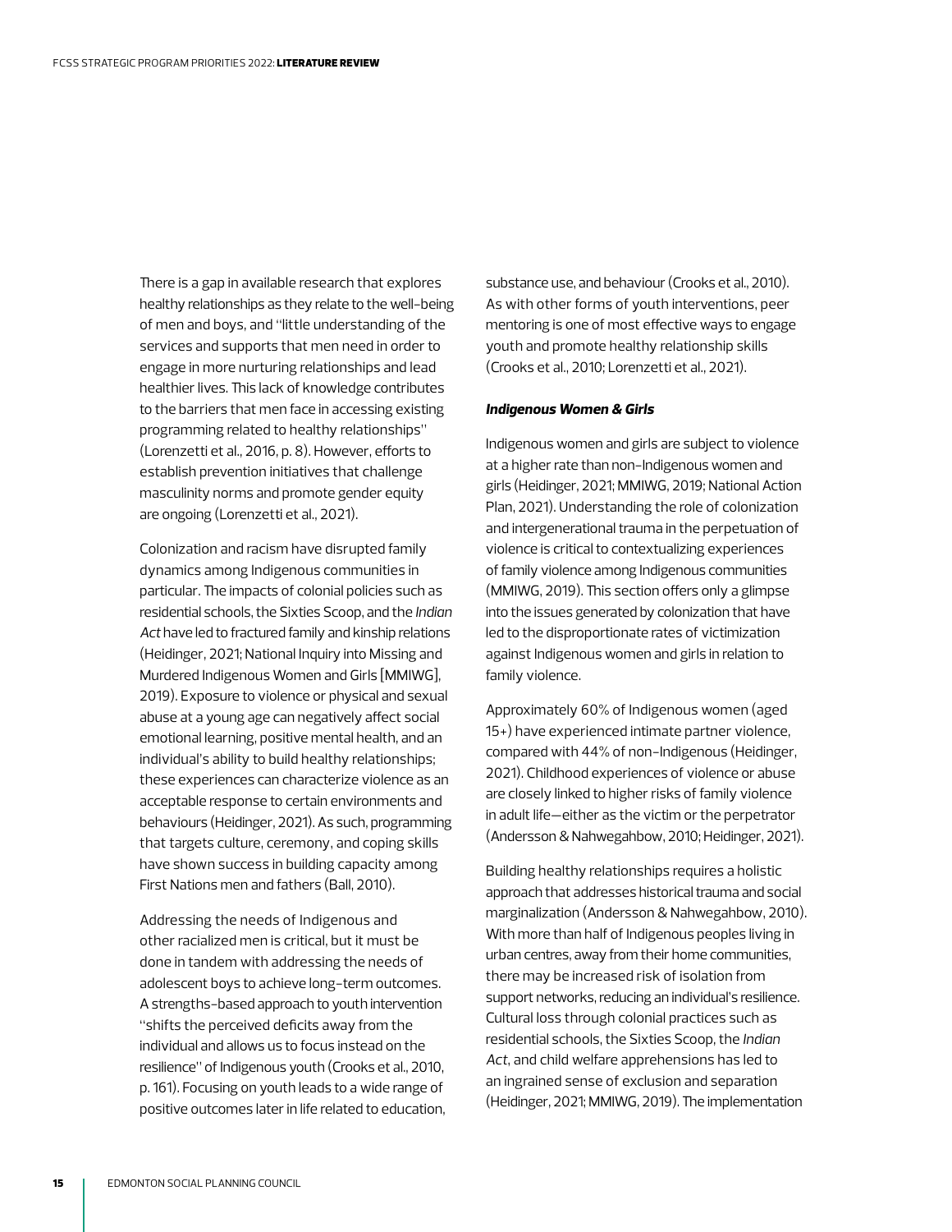There is a gap in available research that explores healthy relationships as they relate to the well-being of men and boys, and "little understanding of the services and supports that men need in order to engage in more nurturing relationships and lead healthier lives. This lack of knowledge contributes to the barriers that men face in accessing existing programming related to healthy relationships" (Lorenzetti et al., 2016, p. 8). However, efforts to establish prevention initiatives that challenge masculinity norms and promote gender equity are ongoing (Lorenzetti et al., 2021).

Colonization and racism have disrupted family dynamics among Indigenous communities in particular. The impacts of colonial policies such as residential schools, the Sixties Scoop, and the *Indian Act* have led to fractured family and kinship relations (Heidinger, 2021; National Inquiry into Missing and Murdered Indigenous Women and Girls [MMIWG], 2019). Exposure to violence or physical and sexual abuse at a young age can negatively affect social emotional learning, positive mental health, and an individual's ability to build healthy relationships; these experiences can characterize violence as an acceptable response to certain environments and behaviours (Heidinger, 2021). As such, programming that targets culture, ceremony, and coping skills have shown success in building capacity among First Nations men and fathers (Ball, 2010).

Addressing the needs of Indigenous and other racialized men is critical, but it must be done in tandem with addressing the needs of adolescent boys to achieve long-term outcomes. A strengths-based approach to youth intervention "shifts the perceived deficits away from the individual and allows us to focus instead on the resilience" of Indigenous youth (Crooks et al., 2010, p. 161). Focusing on youth leads to a wide range of positive outcomes later in life related to education, substance use, and behaviour (Crooks et al., 2010). As with other forms of youth interventions, peer mentoring is one of most effective ways to engage youth and promote healthy relationship skills (Crooks et al., 2010; Lorenzetti et al., 2021).

#### *Indigenous Women & Girls*

Indigenous women and girls are subject to violence at a higher rate than non-Indigenous women and girls (Heidinger, 2021; MMIWG, 2019; National Action Plan, 2021). Understanding the role of colonization and intergenerational trauma in the perpetuation of violence is critical to contextualizing experiences of family violence among Indigenous communities (MMIWG, 2019). This section offers only a glimpse into the issues generated by colonization that have led to the disproportionate rates of victimization against Indigenous women and girls in relation to family violence.

Approximately 60% of Indigenous women (aged 15+) have experienced intimate partner violence, compared with 44% of non-Indigenous (Heidinger, 2021). Childhood experiences of violence or abuse are closely linked to higher risks of family violence in adult life—either as the victim or the perpetrator (Andersson & Nahwegahbow, 2010; Heidinger, 2021).

Building healthy relationships requires a holistic approach that addresses historical trauma and social marginalization (Andersson & Nahwegahbow, 2010). With more than half of Indigenous peoples living in urban centres, away from their home communities, there may be increased risk of isolation from support networks, reducing an individual's resilience. Cultural loss through colonial practices such as residential schools, the Sixties Scoop, the *Indian Act*, and child welfare apprehensions has led to an ingrained sense of exclusion and separation (Heidinger, 2021; MMIWG, 2019). The implementation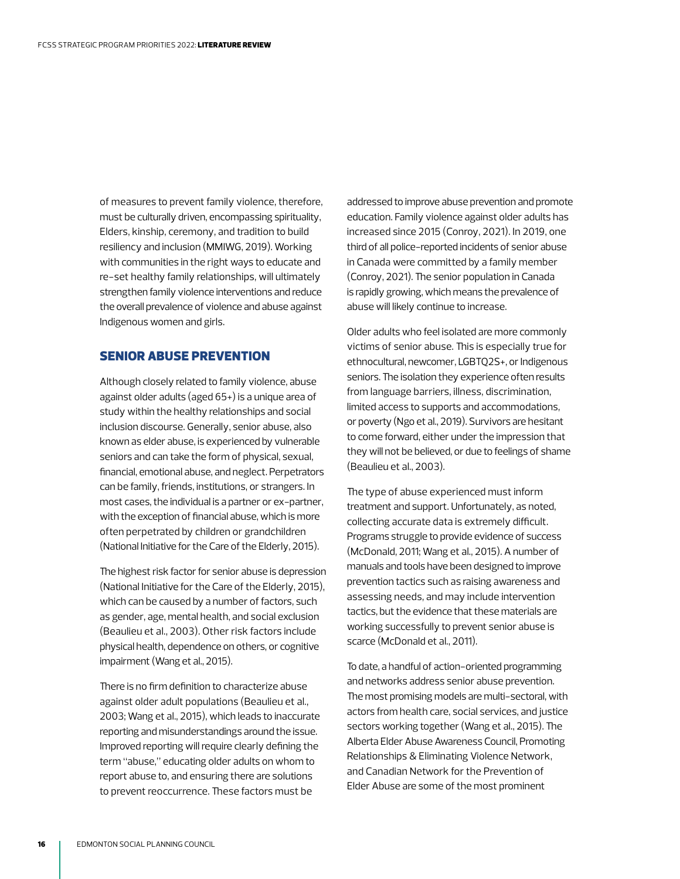of measures to prevent family violence, therefore, must be culturally driven, encompassing spirituality, Elders, kinship, ceremony, and tradition to build resiliency and inclusion (MMIWG, 2019). Working with communities in the right ways to educate and re-set healthy family relationships, will ultimately strengthen family violence interventions and reduce the overall prevalence of violence and abuse against Indigenous women and girls.

## SENIOR ABUSE PREVENTION

Although closely related to family violence, abuse against older adults (aged 65+) is a unique area of study within the healthy relationships and social inclusion discourse. Generally, senior abuse, also known as elder abuse, is experienced by vulnerable seniors and can take the form of physical, sexual, financial, emotional abuse, and neglect. Perpetrators can be family, friends, institutions, or strangers. In most cases, the individual is a partner or ex-partner, with the exception of financial abuse, which is more often perpetrated by children or grandchildren (National Initiative for the Care of the Elderly, 2015).

The highest risk factor for senior abuse is depression (National Initiative for the Care of the Elderly, 2015), which can be caused by a number of factors, such as gender, age, mental health, and social exclusion (Beaulieu et al., 2003). Other risk factors include physical health, dependence on others, or cognitive impairment (Wang et al., 2015).

There is no firm definition to characterize abuse against older adult populations (Beaulieu et al., 2003; Wang et al., 2015), which leads to inaccurate reporting and misunderstandings around the issue. Improved reporting will require clearly defining the term "abuse," educating older adults on whom to report abuse to, and ensuring there are solutions to prevent reoccurrence. These factors must be addressed to improve abuse prevention and promote education. Family violence against older adults has increased since 2015 (Conroy, 2021). In 2019, one third of all police-reported incidents of senior abuse in Canada were committed by a family member (Conroy, 2021). The senior population in Canada is rapidly growing, which means the prevalence of abuse will likely continue to increase.

Older adults who feel isolated are more commonly victims of senior abuse. This is especially true for ethnocultural, newcomer, LGBTQ2S+, or Indigenous seniors. The isolation they experience often results from language barriers, illness, discrimination, limited access to supports and accommodations, or poverty (Ngo et al., 2019). Survivors are hesitant to come forward, either under the impression that they will not be believed, or due to feelings of shame (Beaulieu et al., 2003).

The type of abuse experienced must inform treatment and support. Unfortunately, as noted, collecting accurate data is extremely difficult. Programs struggle to provide evidence of success (McDonald, 2011; Wang et al., 2015). A number of manuals and tools have been designed to improve prevention tactics such as raising awareness and assessing needs, and may include intervention tactics, but the evidence that these materials are working successfully to prevent senior abuse is scarce (McDonald et al., 2011).

To date, a handful of action-oriented programming and networks address senior abuse prevention. The most promising models are multi-sectoral, with actors from health care, social services, and justice sectors working together (Wang et al., 2015). The Alberta Elder Abuse Awareness Council, Promoting Relationships & Eliminating Violence Network, and Canadian Network for the Prevention of Elder Abuse are some of the most prominent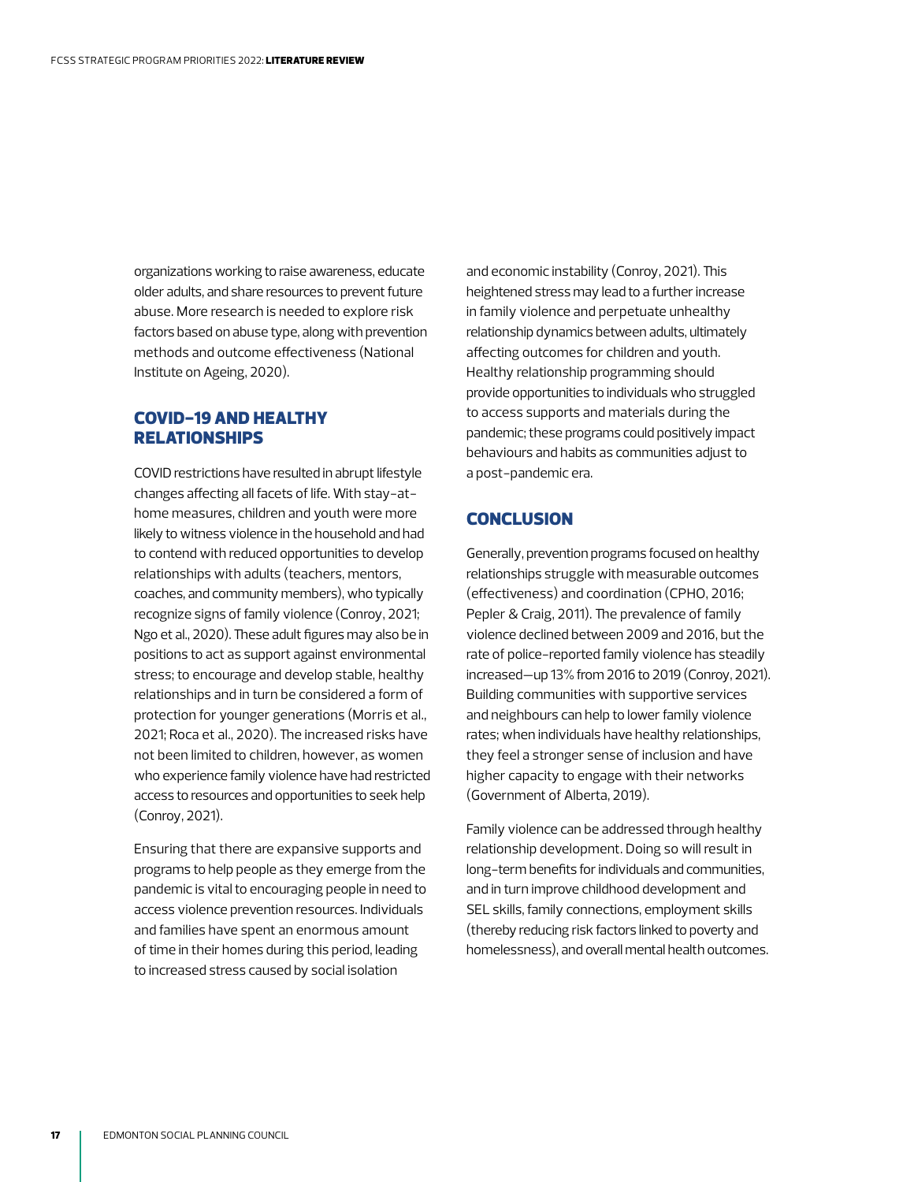organizations working to raise awareness, educate older adults, and share resources to prevent future abuse. More research is needed to explore risk factors based on abuse type, along with prevention methods and outcome effectiveness (National Institute on Ageing, 2020).

## COVID-19 AND HEALTHY RELATIONSHIPS

COVID restrictions have resulted in abrupt lifestyle changes affecting all facets of life. With stay-at-home measures, children and youth were more likely to witness violence in the household and had to contend with reduced opportunities to develop relationships with adults (teachers, mentors, coaches, and community members), who typically recognize signs of family violence (Conroy, 2021; Ngo et al., 2020). These adult figures may also be in positions to act as support against environmental stress; to encourage and develop stable, healthy relationships and in turn be considered a form of protection for younger generations (Morris et al., 2021; Roca et al., 2020). The increased risks have not been limited to children, however, as women who experience family violence have had restricted access to resources and opportunities to seek help (Conroy, 2021).

Ensuring that there are expansive supports and programs to help people as they emerge from the pandemic is vital to encouraging people in need to access violence prevention resources. Individuals and families have spent an enormous amount of time in their homes during this period, leading to increased stress caused by social isolation and economic instability (Conroy, 2021). This heightened stress may lead to a further increase in family violence and perpetuate unhealthy relationship dynamics between adults, ultimately affecting outcomes for children and youth. Healthy relationship programming should provide opportunities to individuals who struggled to access supports and materials during the pandemic; these programs could positively impact behaviours and habits as communities adjust to a post-pandemic era.

## CONCLUSION

Generally, prevention programs focused on healthy relationships struggle with measurable outcomes (effectiveness) and coordination (CPHO, 2016; Pepler & Craig, 2011). The prevalence of family violence declined between 2009 and 2016, but the rate of police-reported family violence has steadily increased—up 13% from 2016 to 2019 (Conroy, 2021). Building communities with supportive services and neighbours can help to lower family violence rates; when individuals have healthy relationships, they feel a stronger sense of inclusion and have higher capacity to engage with their networks (Government of Alberta, 2019).

Family violence can be addressed through healthy relationship development. Doing so will result in long-term benefits for individuals and communities, and in turn improve childhood development and SEL skills, family connections, employment skills (thereby reducing risk factors linked to poverty and homelessness), and overall mental health outcomes.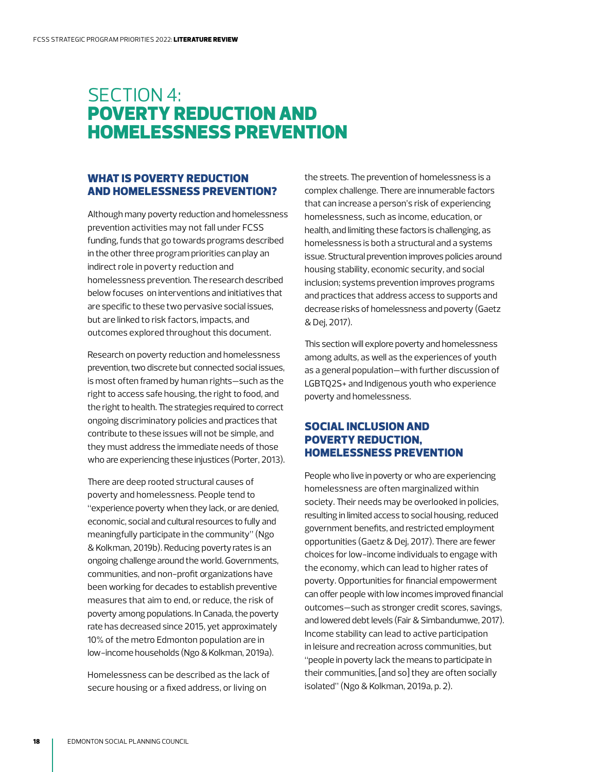# SECTION 4: POVERTY REDUCTION AND HOMELESSNESS PREVENTION

## WHAT IS POVERTY REDUCTION AND HOMELESSNESS PREVENTION?

Although many poverty reduction and homelessness prevention activities may not fall under FCSS funding, funds that go towards programs described in the other three program priorities can play an indirect role in poverty reduction and homelessness prevention. The research described below focuses on interventions and initiatives that are specific to these two pervasive social issues, but are linked to risk factors, impacts, and outcomes explored throughout this document.

Research on poverty reduction and homelessness prevention, two discrete but connected social issues, is most often framed by human rights—such as the right to access safe housing, the right to food, and the right to health. The strategies required to correct ongoing discriminatory policies and practices that contribute to these issues will not be simple, and they must address the immediate needs of those who are experiencing these injustices (Porter, 2013).

There are deep rooted structural causes of poverty and homelessness. People tend to "experience poverty when they lack, or are denied, economic, social and cultural resources to fully and meaningfully participate in the community" (Ngo & Kolkman, 2019b). Reducing poverty rates is an ongoing challenge around the world. Governments, communities, and non-profit organizations have been working for decades to establish preventive measures that aim to end, or reduce, the risk of poverty among populations. In Canada, the poverty rate has decreased since 2015, yet approximately 10% of the metro Edmonton population are in low-income households (Ngo & Kolkman, 2019a).

Homelessness can be described as the lack of secure housing or a fixed address, or living on the streets. The prevention of homelessness is a complex challenge. There are innumerable factors that can increase a person's risk of experiencing homelessness, such as income, education, or health, and limiting these factors is challenging, as homelessness is both a structural and a systems issue. Structural prevention improves policies around housing stability, economic security, and social inclusion; systems prevention improves programs and practices that address access to supports and decrease risks of homelessness and poverty (Gaetz & Dej, 2017).

This section will explore poverty and homelessness among adults, as well as the experiences of youth as a general population—with further discussion of LGBTQ2S+ and Indigenous youth who experience poverty and homelessness.

## SOCIAL INCLUSION AND POVERTY REDUCTION, HOMELESSNESS PREVENTION

People who live in poverty or who are experiencing homelessness are often marginalized within society. Their needs may be overlooked in policies, resulting in limited access to social housing, reduced government benefits, and restricted employment opportunities (Gaetz & Dej, 2017). There are fewer choices for low-income individuals to engage with the economy, which can lead to higher rates of poverty. Opportunities for financial empowerment can offer people with low incomes improved financial outcomes—such as stronger credit scores, savings, and lowered debt levels (Fair & Simbandumwe, 2017). Income stability can lead to active participation in leisure and recreation across communities, but "people in poverty lack the means to participate in their communities, [and so] they are often socially isolated" (Ngo & Kolkman, 2019a, p. 2).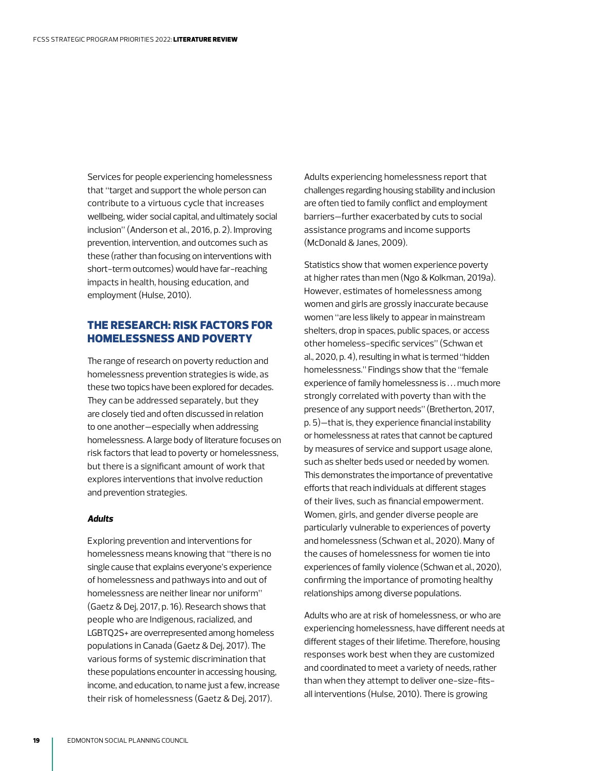Services for people experiencing homelessness that "target and support the whole person can contribute to a virtuous cycle that increases wellbeing, wider social capital, and ultimately social inclusion" (Anderson et al., 2016, p. 2). Improving prevention, intervention, and outcomes such as these (rather than focusing on interventions with short-term outcomes) would have far-reaching impacts in health, housing education, and employment (Hulse, 2010).

## THE RESEARCH: RISK FACTORS FOR HOMELESSNESS AND POVERTY

The range of research on poverty reduction and homelessness prevention strategies is wide, as these two topics have been explored for decades. They can be addressed separately, but they are closely tied and often discussed in relation to one another—especially when addressing homelessness. A large body of literature focuses on risk factors that lead to poverty or homelessness, but there is a significant amount of work that explores interventions that involve reduction and prevention strategies.

### *Adults*

Exploring prevention and interventions for homelessness means knowing that "there is no single cause that explains everyone's experience of homelessness and pathways into and out of homelessness are neither linear nor uniform" (Gaetz & Dej, 2017, p. 16). Research shows that people who are Indigenous, racialized, and LGBTQ2S+ are overrepresented among homeless populations in Canada (Gaetz & Dej, 2017). The various forms of systemic discrimination that these populations encounter in accessing housing, income, and education, to name just a few, increase their risk of homelessness (Gaetz & Dej, 2017).

Adults experiencing homelessness report that challenges regarding housing stability and inclusion are often tied to family conflict and employment barriers—further exacerbated by cuts to social assistance programs and income supports (McDonald & Janes, 2009).

Statistics show that women experience poverty at higher rates than men (Ngo & Kolkman, 2019a). However, estimates of homelessness among women and girls are grossly inaccurate because women "are less likely to appear in mainstream shelters, drop in spaces, public spaces, or access other homeless-specific services" (Schwan et al., 2020, p. 4), resulting in what is termed "hidden homelessness." Findings show that the "female experience of family homelessness is . . . much more strongly correlated with poverty than with the presence of any support needs" (Bretherton, 2017, p. 5)—that is, they experience financial instability or homelessness at rates that cannot be captured by measures of service and support usage alone, such as shelter beds used or needed by women. This demonstrates the importance of preventative efforts that reach individuals at different stages of their lives, such as financial empowerment. Women, girls, and gender diverse people are particularly vulnerable to experiences of poverty and homelessness (Schwan et al., 2020). Many of the causes of homelessness for women tie into experiences of family violence (Schwan et al., 2020), confirming the importance of promoting healthy relationships among diverse populations.

Adults who are at risk of homelessness, or who are experiencing homelessness, have different needs at different stages of their lifetime. Therefore, housing responses work best when they are customized and coordinated to meet a variety of needs, rather than when they attempt to deliver one-size-fits-all interventions (Hulse, 2010). There is growing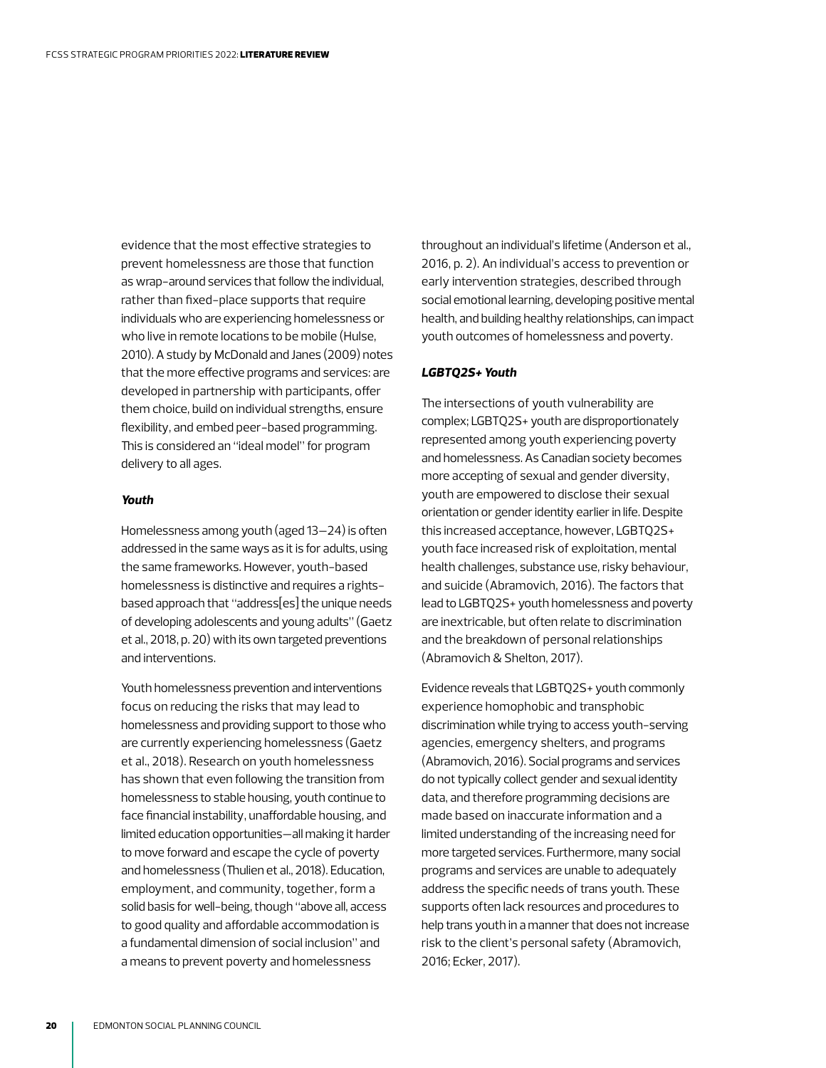evidence that the most effective strategies to prevent homelessness are those that function as wrap-around services that follow the individual, rather than fixed-place supports that require individuals who are experiencing homelessness or who live in remote locations to be mobile (Hulse, 2010). A study by McDonald and Janes (2009) notes that the more effective programs and services: are developed in partnership with participants, offer them choice, build on individual strengths, ensure flexibility, and embed peer-based programming. This is considered an "ideal model" for program delivery to all ages.

#### *Youth*

Homelessness among youth (aged 13–24) is often addressed in the same ways as it is for adults, using the same frameworks. However, youth-based homelessness is distinctive and requires a rights-based approach that "address[es] the unique needs of developing adolescents and young adults" (Gaetz et al., 2018, p. 20) with its own targeted preventions and interventions.

Youth homelessness prevention and interventions focus on reducing the risks that may lead to homelessness and providing support to those who are currently experiencing homelessness (Gaetz et al., 2018). Research on youth homelessness has shown that even following the transition from homelessness to stable housing, youth continue to face financial instability, unaffordable housing, and limited education opportunities—all making it harder to move forward and escape the cycle of poverty and homelessness (Thulien et al., 2018). Education, employment, and community, together, form a solid basis for well-being, though "above all, access to good quality and affordable accommodation is a fundamental dimension of social inclusion" and a means to prevent poverty and homelessness throughout an individual's lifetime (Anderson et al., 2016, p. 2). An individual's access to prevention or early intervention strategies, described through social emotional learning, developing positive mental health, and building healthy relationships, can impact youth outcomes of homelessness and poverty.

#### *LGBTQ2S+ Youth*

The intersections of youth vulnerability are complex; LGBTQ2S+ youth are disproportionately represented among youth experiencing poverty and homelessness. As Canadian society becomes more accepting of sexual and gender diversity, youth are empowered to disclose their sexual orientation or gender identity earlier in life. Despite this increased acceptance, however, LGBTQ2S+ youth face increased risk of exploitation, mental health challenges, substance use, risky behaviour, and suicide (Abramovich, 2016). The factors that lead to LGBTQ2S+ youth homelessness and poverty are inextricable, but often relate to discrimination and the breakdown of personal relationships (Abramovich & Shelton, 2017).

Evidence reveals that LGBTQ2S+ youth commonly experience homophobic and transphobic discrimination while trying to access youth-serving agencies, emergency shelters, and programs (Abramovich, 2016). Social programs and services do not typically collect gender and sexual identity data, and therefore programming decisions are made based on inaccurate information and a limited understanding of the increasing need for more targeted services. Furthermore, many social programs and services are unable to adequately address the specific needs of trans youth. These supports often lack resources and procedures to help trans youth in a manner that does not increase risk to the client's personal safety (Abramovich, 2016; Ecker, 2017).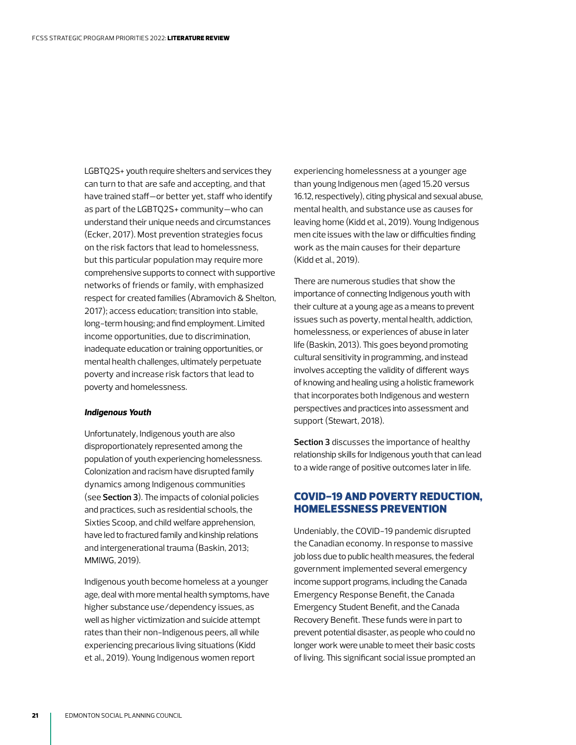LGBTQ2S+ youth require shelters and services they can turn to that are safe and accepting, and that have trained staff—or better yet, staff who identify as part of the LGBTQ2S+ community—who can understand their unique needs and circumstances (Ecker, 2017). Most prevention strategies focus on the risk factors that lead to homelessness, but this particular population may require more comprehensive supports to connect with supportive networks of friends or family, with emphasized respect for created families (Abramovich & Shelton, 2017); access education; transition into stable, long-term housing; and find employment. Limited income opportunities, due to discrimination, inadequate education or training opportunities, or mental health challenges, ultimately perpetuate poverty and increase risk factors that lead to poverty and homelessness.

#### *Indigenous Youth*

Unfortunately, Indigenous youth are also disproportionately represented among the population of youth experiencing homelessness. Colonization and racism have disrupted family dynamics among Indigenous communities (see **Section 3**). The impacts of colonial policies and practices, such as residential schools, the Sixties Scoop, and child welfare apprehension, have led to fractured family and kinship relations and intergenerational trauma (Baskin, 2013; MMIWG, 2019).

Indigenous youth become homeless at a younger age, deal with more mental health symptoms, have higher substance use/dependency issues, as well as higher victimization and suicide attempt rates than their non-Indigenous peers, all while experiencing precarious living situations (Kidd et al., 2019). Young Indigenous women report experiencing homelessness at a younger age than young Indigenous men (aged 15.20 versus 16.12, respectively), citing physical and sexual abuse, mental health, and substance use as causes for leaving home (Kidd et al., 2019). Young Indigenous men cite issues with the law or difficulties finding work as the main causes for their departure (Kidd et al., 2019).

There are numerous studies that show the importance of connecting Indigenous youth with their culture at a young age as a means to prevent issues such as poverty, mental health, addiction, homelessness, or experiences of abuse in later life (Baskin, 2013). This goes beyond promoting cultural sensitivity in programming, and instead involves accepting the validity of different ways of knowing and healing using a holistic framework that incorporates both Indigenous and western perspectives and practices into assessment and support (Stewart, 2018).

**Section 3** discusses the importance of healthy relationship skills for Indigenous youth that can lead to a wide range of positive outcomes later in life.

## COVID-19 AND POVERTY REDUCTION, HOMELESSNESS PREVENTION

Undeniably, the COVID-19 pandemic disrupted the Canadian economy. In response to massive job loss due to public health measures, the federal government implemented several emergency income support programs, including the Canada Emergency Response Benefit, the Canada Emergency Student Benefit, and the Canada Recovery Benefit. These funds were in part to prevent potential disaster, as people who could no longer work were unable to meet their basic costs of living. This significant social issue prompted an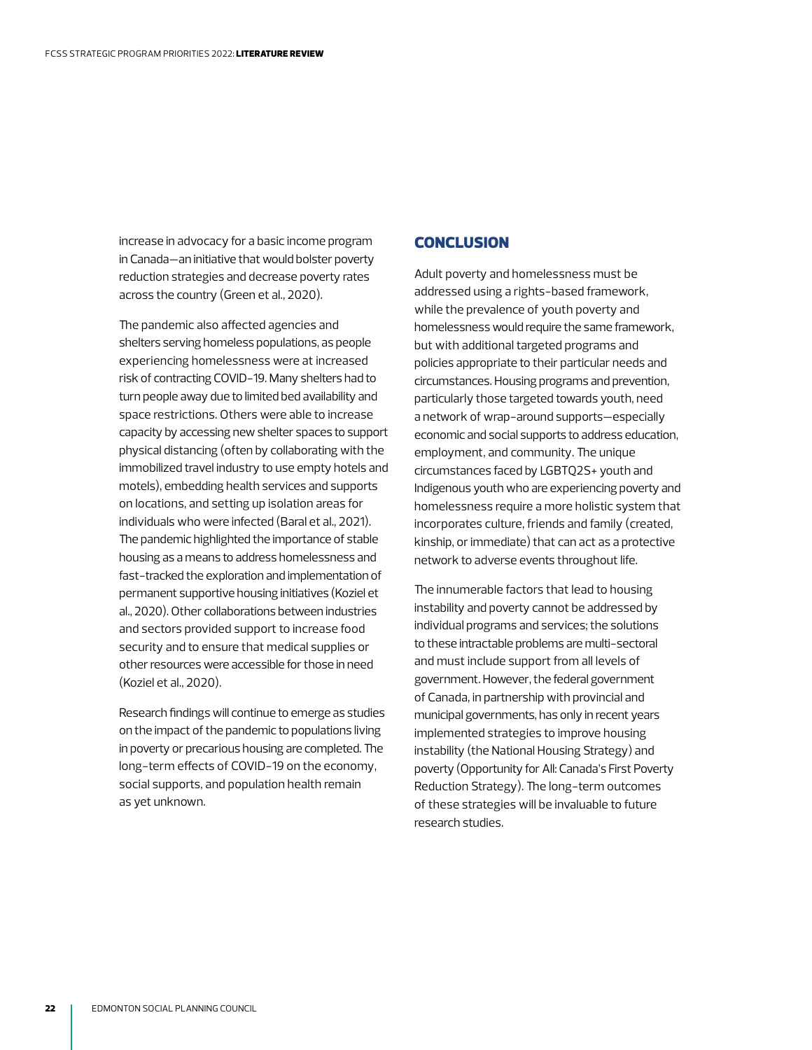increase in advocacy for a basic income program in Canada—an initiative that would bolster poverty reduction strategies and decrease poverty rates across the country (Green et al., 2020).

The pandemic also affected agencies and shelters serving homeless populations, as people experiencing homelessness were at increased risk of contracting COVID-19. Many shelters had to turn people away due to limited bed availability and space restrictions. Others were able to increase capacity by accessing new shelter spaces to support physical distancing (often by collaborating with the immobilized travel industry to use empty hotels and motels), embedding health services and supports on locations, and setting up isolation areas for individuals who were infected (Baral et al., 2021). The pandemic highlighted the importance of stable housing as a means to address homelessness and fast-tracked the exploration and implementation of permanent supportive housing initiatives (Koziel et al., 2020). Other collaborations between industries and sectors provided support to increase food security and to ensure that medical supplies or other resources were accessible for those in need (Koziel et al., 2020).

Research findings will continue to emerge as studies on the impact of the pandemic to populations living in poverty or precarious housing are completed. The long-term effects of COVID-19 on the economy, social supports, and population health remain as yet unknown.

## CONCLUSION

Adult poverty and homelessness must be addressed using a rights-based framework, while the prevalence of youth poverty and homelessness would require the same framework, but with additional targeted programs and policies appropriate to their particular needs and circumstances. Housing programs and prevention, particularly those targeted towards youth, need a network of wrap-around supports—especially economic and social supports to address education, employment, and community. The unique circumstances faced by LGBTQ2S+ youth and Indigenous youth who are experiencing poverty and homelessness require a more holistic system that incorporates culture, friends and family (created, kinship, or immediate) that can act as a protective network to adverse events throughout life.

The innumerable factors that lead to housing instability and poverty cannot be addressed by individual programs and services; the solutions to these intractable problems are multi-sectoral and must include support from all levels of government. However, the federal government of Canada, in partnership with provincial and municipal governments, has only in recent years implemented strategies to improve housing instability (the National Housing Strategy) and poverty (Opportunity for All: Canada's First Poverty Reduction Strategy). The long-term outcomes of these strategies will be invaluable to future research studies.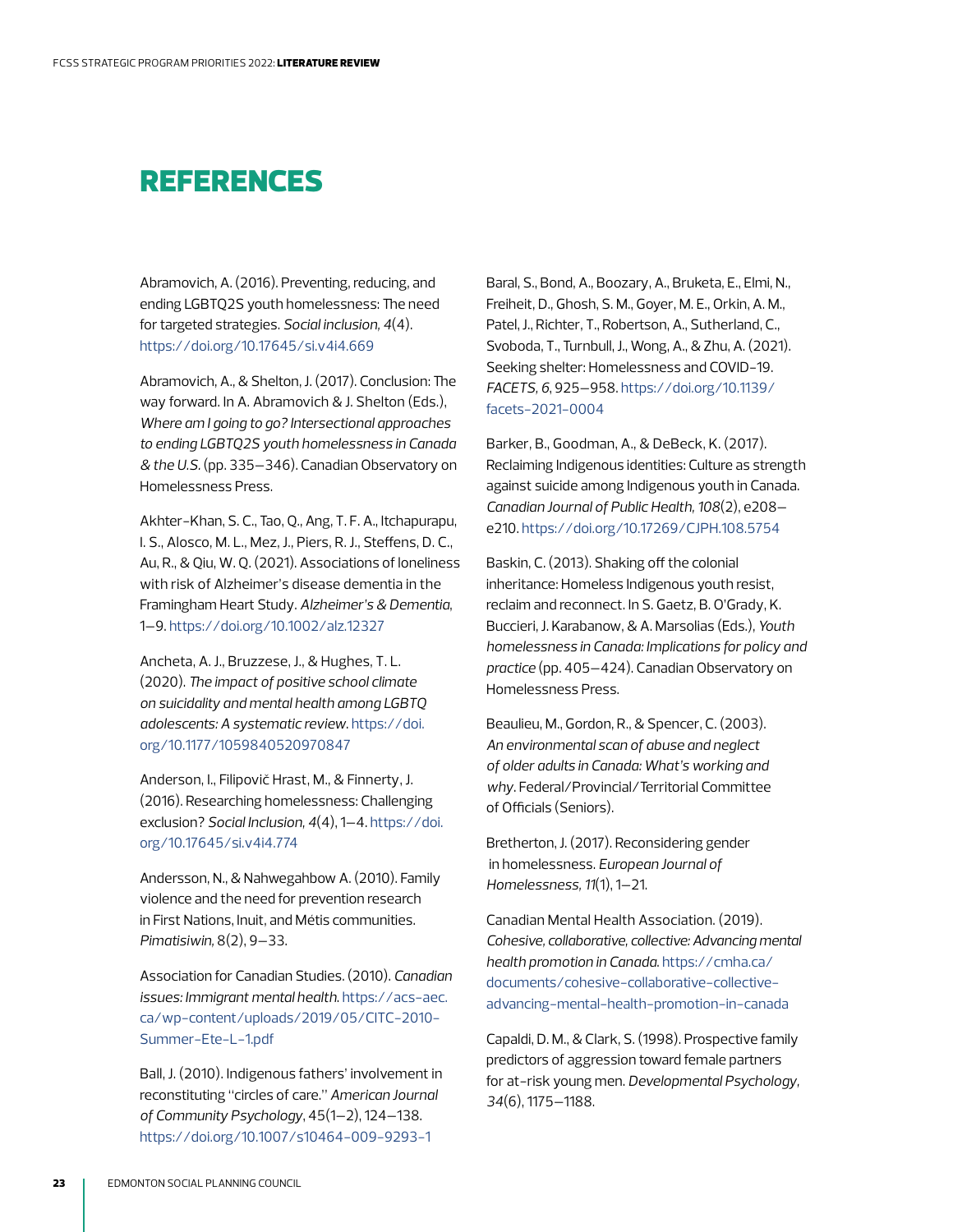# REFERENCES

Abramovich, A. (2016). Preventing, reducing, and ending LGBTQ2S youth homelessness: The need for targeted strategies. *Social inclusion, 4*(4). https://doi.org/10.17645/si.v4i4.669

Abramovich, A., & Shelton, J. (2017). Conclusion: The way forward. In A. Abramovich & J. Shelton (Eds.), *Where am I going to go? Intersectional approaches to ending LGBTQ2S youth homelessness in Canada & the U.S.* (pp. 335–346). Canadian Observatory on Homelessness Press.

Akhter-Khan, S. C., Tao, Q., Ang, T. F. A., Itchapurapu, I. S., Alosco, M. L., Mez, J., Piers, R. J., Steffens, D. C., Au, R., & Qiu, W. Q. (2021). Associations of loneliness with risk of Alzheimer's disease dementia in the Framingham Heart Study. *Alzheimer's & Dementia*, 1–9. https://doi.org/10.1002/alz.12327

Ancheta, A. J., Bruzzese, J., & Hughes, T. L. (2020). *The impact of positive school climate on suicidality and mental health among LGBTQ adolescents: A systematic review*. https://doi.org/10.1177/1059840520970847

Anderson, I., Filipovič Hrast, M., & Finnerty, J. (2016). Researching homelessness: Challenging exclusion? *Social Inclusion, 4*(4), 1–4. https://doi.org/10.17645/si.v4i4.774

Andersson, N., & Nahwegahbow A. (2010). Family violence and the need for prevention research in First Nations, Inuit, and Métis communities. *Pimatisiwin,* 8(2), 9–33.

Association for Canadian Studies. (2010). *Canadian issues: Immigrant mental health.* https://acs-aec.ca/wp-content/uploads/2019/05/CITC-2010-Summer-Ete-L-1.pdf

Ball, J. (2010). Indigenous fathers' involvement in reconstituting "circles of care." *American Journal of Community Psychology*, 45(1–2), 124–138. https://doi.org/10.1007/s10464-009-9293-1

Baral, S., Bond, A., Boozary, A., Bruketa, E., Elmi, N., Freiheit, D., Ghosh, S. M., Goyer, M. E., Orkin, A. M., Patel, J., Richter, T., Robertson, A., Sutherland, C., Svoboda, T., Turnbull, J., Wong, A., & Zhu, A. (2021). Seeking shelter: Homelessness and COVID-19. *FACETS, 6*, 925–958. https://doi.org/10.1139/facets-2021-0004

Barker, B., Goodman, A., & DeBeck, K. (2017). Reclaiming Indigenous identities: Culture as strength against suicide among Indigenous youth in Canada. *Canadian Journal of Public Health, 108*(2), e208–e210. https://doi.org/10.17269/CJPH.108.5754

Baskin, C. (2013). Shaking off the colonial inheritance: Homeless Indigenous youth resist, reclaim and reconnect. In S. Gaetz, B. O'Grady, K. Buccieri, J. Karabanow, & A. Marsolias (Eds.), *Youth homelessness in Canada: Implications for policy and practice* (pp. 405–424). Canadian Observatory on Homelessness Press.

Beaulieu, M., Gordon, R., & Spencer, C. (2003). *An environmental scan of abuse and neglect of older adults in Canada: What's working and why*. Federal/Provincial/Territorial Committee of Officials (Seniors).

Bretherton, J. (2017). Reconsidering gender in homelessness. *European Journal of Homelessness, 11*(1), 1–21.

Canadian Mental Health Association. (2019). *Cohesive, collaborative, collective: Advancing mental health promotion in Canada.* https://cmha.ca/documents/cohesive-collaborative-collective-advancing-mental-health-promotion-in-canada

Capaldi, D. M., & Clark, S. (1998). Prospective family predictors of aggression toward female partners for at-risk young men. *Developmental Psychology*, *34*(6), 1175–1188.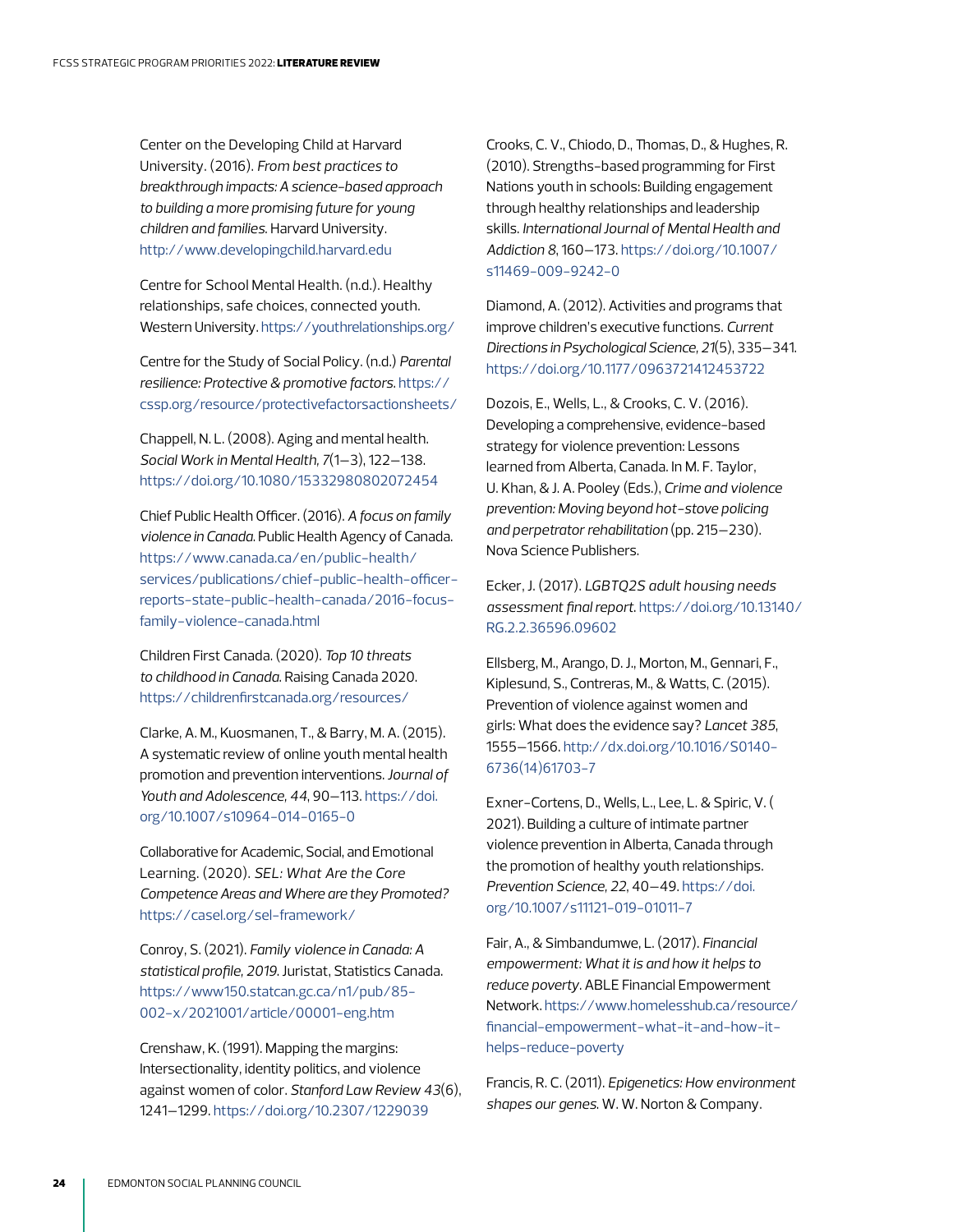Center on the Developing Child at Harvard University. (2016). *From best practices to breakthrough impacts: A science-based approach to building a more promising future for young children and families.* Harvard University. http://www.developingchild.harvard.edu

Centre for School Mental Health. (n.d.). Healthy relationships, safe choices, connected youth. Western University. https://youthrelationships.org/

Centre for the Study of Social Policy. (n.d.) *Parental resilience: Protective & promotive factors.* https://cssp.org/resource/protectivefactorsactionsheets/

Chappell, N. L. (2008). Aging and mental health. *Social Work in Mental Health, 7*(1–3), 122–138. https://doi.org/10.1080/15332980802072454

Chief Public Health Officer. (2016). *A focus on family violence in Canada.* Public Health Agency of Canada. https://www.canada.ca/en/public-health/services/publications/chief-public-health-officer-reports-state-public-health-canada/2016-focus-family-violence-canada.html

Children First Canada. (2020). *Top 10 threats to childhood in Canada.* Raising Canada 2020. https://childrenfirstcanada.org/resources/

Clarke, A. M., Kuosmanen, T., & Barry, M. A. (2015). A systematic review of online youth mental health promotion and prevention interventions. *Journal of Youth and Adolescence, 44*, 90–113. https://doi.org/10.1007/s10964-014-0165-0

Collaborative for Academic, Social, and Emotional Learning. (2020). *SEL: What Are the Core Competence Areas and Where are they Promoted?* https://casel.org/sel-framework/

Conroy, S. (2021). *Family violence in Canada: A statistical profile, 2019.* Juristat, Statistics Canada. https://www150.statcan.gc.ca/n1/pub/85-002-x/2021001/article/00001-eng.htm

Crenshaw, K. (1991). Mapping the margins: Intersectionality, identity politics, and violence against women of color. *Stanford Law Review 43*(6), 1241–1299. https://doi.org/10.2307/1229039

Crooks, C. V., Chiodo, D., Thomas, D., & Hughes, R. (2010). Strengths-based programming for First Nations youth in schools: Building engagement through healthy relationships and leadership skills. *International Journal of Mental Health and Addiction 8*, 160–173. https://doi.org/10.1007/s11469-009-9242-0

Diamond, A. (2012). Activities and programs that improve children's executive functions. *Current Directions in Psychological Science, 21*(5), 335–341. https://doi.org/10.1177/0963721412453722

Dozois, E., Wells, L., & Crooks, C. V. (2016). Developing a comprehensive, evidence-based strategy for violence prevention: Lessons learned from Alberta, Canada. In M. F. Taylor, U. Khan, & J. A. Pooley (Eds.), *Crime and violence prevention: Moving beyond hot-stove policing and perpetrator rehabilitation* (pp. 215–230). Nova Science Publishers.

Ecker, J. (2017). *LGBTQ2S adult housing needs assessment final report.* https://doi.org/10.13140/RG.2.2.36596.09602

Ellsberg, M., Arango, D. J., Morton, M., Gennari, F., Kiplesund, S., Contreras, M., & Watts, C. (2015). Prevention of violence against women and girls: What does the evidence say? *Lancet 385*, 1555–1566. http://dx.doi.org/10.1016/S0140-6736(14)61703-7

Exner-Cortens, D., Wells, L., Lee, L. & Spiric, V. ( 2021). Building a culture of intimate partner violence prevention in Alberta, Canada through the promotion of healthy youth relationships. *Prevention Science, 22*, 40–49. https://doi.org/10.1007/s11121-019-01011-7

Fair, A., & Simbandumwe, L. (2017). *Financial empowerment: What it is and how it helps to reduce poverty*. ABLE Financial Empowerment Network. https://www.homelesshub.ca/resource/financial-empowerment-what-it-and-how-it-helps-reduce-poverty

Francis, R. C. (2011). *Epigenetics: How environment shapes our genes.* W. W. Norton & Company.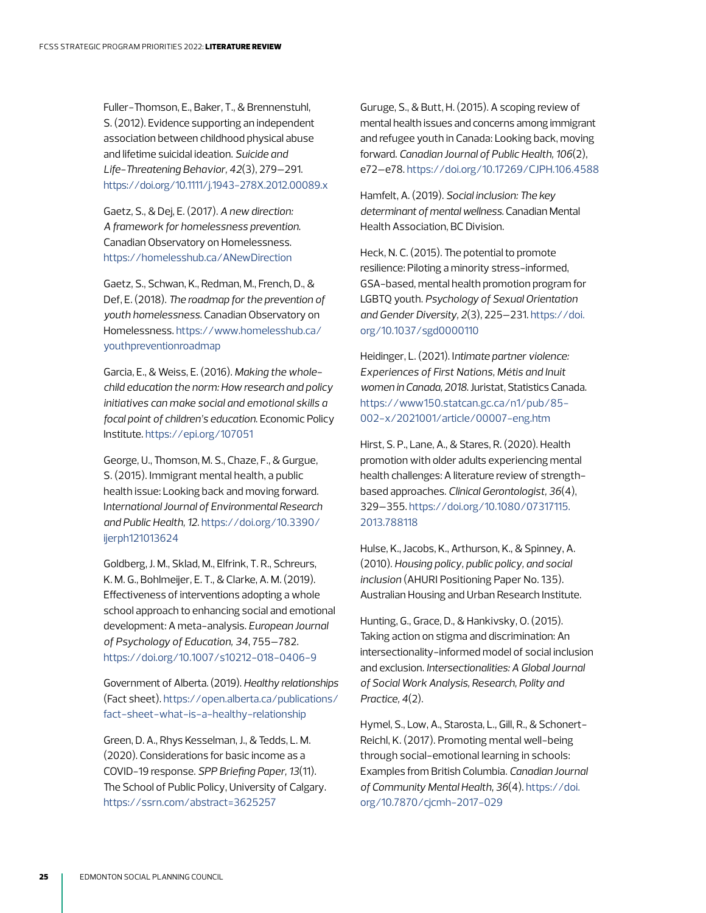Fuller-Thomson, E., Baker, T., & Brennenstuhl, S. (2012). Evidence supporting an independent association between childhood physical abuse and lifetime suicidal ideation. *Suicide and Life-Threatening Behavior*, *42*(3), 279–291. https://doi.org/10.1111/j.1943-278X.2012.00089.x

Gaetz, S., & Dej, E. (2017). *A new direction: A framework for homelessness prevention*. Canadian Observatory on Homelessness. https://homelesshub.ca/ANewDirection

Gaetz, S., Schwan, K., Redman, M., French, D., & Def, E. (2018). *The roadmap for the prevention of youth homelessness*. Canadian Observatory on Homelessness. https://www.homelesshub.ca/youthpreventionroadmap

Garcia, E., & Weiss, E. (2016). *Making the whole-child education the norm: How research and policy initiatives can make social and emotional skills a focal point of children's education*. Economic Policy Institute. https://epi.org/107051

George, U., Thomson, M. S., Chaze, F., & Gurgue, S. (2015). Immigrant mental health, a public health issue: Looking back and moving forward. *International Journal of Environmental Research and Public Health, 12*. https://doi.org/10.3390/ijerph121013624

Goldberg, J. M., Sklad, M., Elfrink, T. R., Schreurs, K. M. G., Bohlmeijer, E. T., & Clarke, A. M. (2019). Effectiveness of interventions adopting a whole school approach to enhancing social and emotional development: A meta-analysis. *European Journal of Psychology of Education, 34*, 755–782. https://doi.org/10.1007/s10212-018-0406-9

Government of Alberta. (2019). *Healthy relationships* (Fact sheet). https://open.alberta.ca/publications/fact-sheet-what-is-a-healthy-relationship

Green, D. A., Rhys Kesselman, J., & Tedds, L. M. (2020). Considerations for basic income as a COVID-19 response. *SPP Briefing Paper*, *13*(11). The School of Public Policy, University of Calgary. https://ssrn.com/abstract=3625257

Guruge, S., & Butt, H. (2015). A scoping review of mental health issues and concerns among immigrant and refugee youth in Canada: Looking back, moving forward. *Canadian Journal of Public Health, 106*(2), e72–e78. https://doi.org/10.17269/CJPH.106.4588

Hamfelt, A. (2019). *Social inclusion: The key determinant of mental wellness*. Canadian Mental Health Association, BC Division.

Heck, N. C. (2015). The potential to promote resilience: Piloting a minority stress-informed, GSA-based, mental health promotion program for LGBTQ youth. *Psychology of Sexual Orientation and Gender Diversity*, *2*(3), 225–231. https://doi.org/10.1037/sgd0000110

Heidinger, L. (2021). *Intimate partner violence: Experiences of First Nations, Métis and Inuit women in Canada, 2018*. Juristat, Statistics Canada. https://www150.statcan.gc.ca/n1/pub/85-002-x/2021001/article/00007-eng.htm

Hirst, S. P., Lane, A., & Stares, R. (2020). Health promotion with older adults experiencing mental health challenges: A literature review of strength-based approaches. *Clinical Gerontologist*, *36*(4), 329–355. https://doi.org/10.1080/07317115.2013.788118

Hulse, K., Jacobs, K., Arthurson, K., & Spinney, A. (2010). *Housing policy, public policy, and social inclusion* (AHURI Positioning Paper No. 135). Australian Housing and Urban Research Institute.

Hunting, G., Grace, D., & Hankivsky, O. (2015). Taking action on stigma and discrimination: An intersectionality-informed model of social inclusion and exclusion. *Intersectionalities: A Global Journal of Social Work Analysis, Research, Polity and Practice, 4*(2).

Hymel, S., Low, A., Starosta, L., Gill, R., & Schonert-Reichl, K. (2017). Promoting mental well-being through social-emotional learning in schools: Examples from British Columbia. *Canadian Journal of Community Mental Health*, *36*(4). https://doi.org/10.7870/cjcmh-2017-029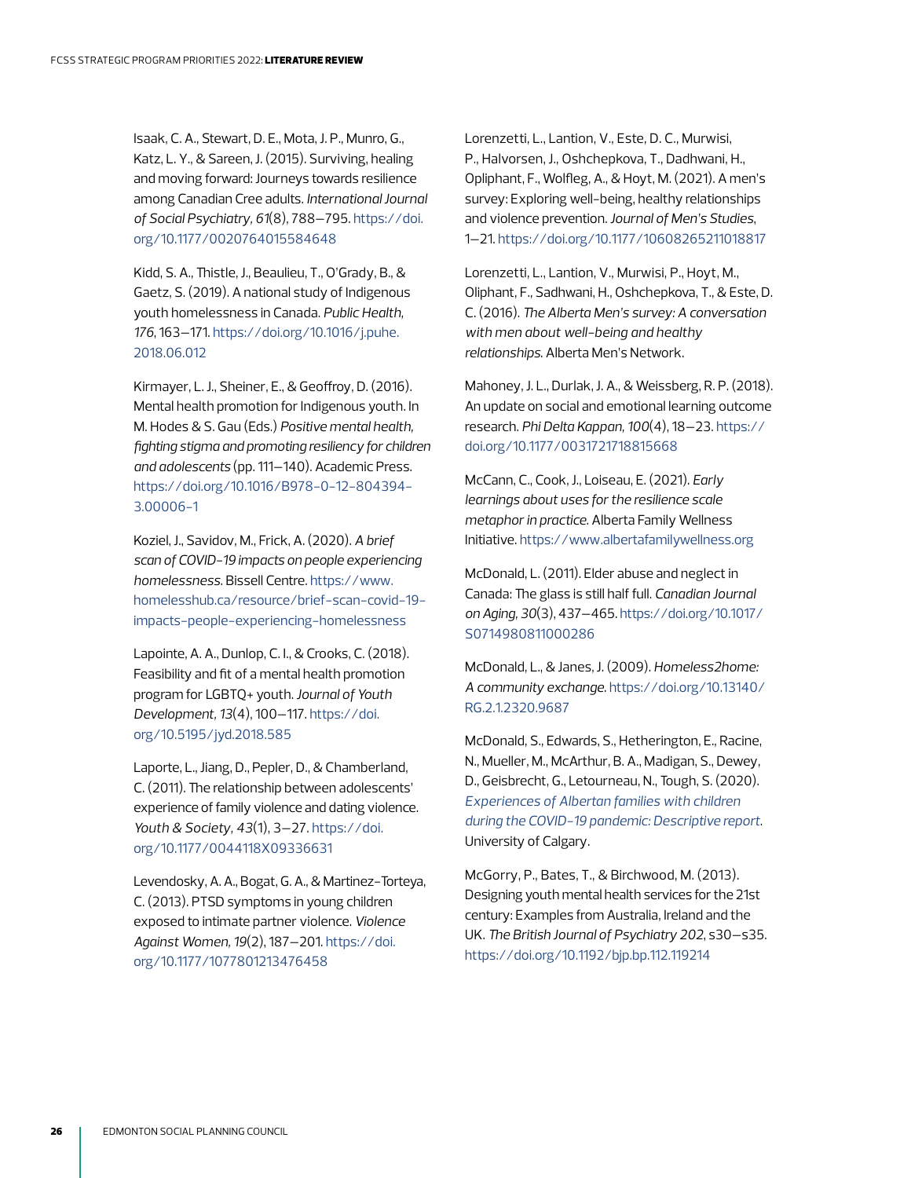Isaak, C. A., Stewart, D. E., Mota, J. P., Munro, G., Katz, L. Y., & Sareen, J. (2015). Surviving, healing and moving forward: Journeys towards resilience among Canadian Cree adults. *International Journal of Social Psychiatry, 61*(8), 788–795. https://doi.org/10.1177/0020764015584648

Kidd, S. A., Thistle, J., Beaulieu, T., O'Grady, B., & Gaetz, S. (2019). A national study of Indigenous youth homelessness in Canada. *Public Health, 176*, 163–171. https://doi.org/10.1016/j.puhe.2018.06.012

Kirmayer, L. J., Sheiner, E., & Geoffroy, D. (2016). Mental health promotion for Indigenous youth. In M. Hodes & S. Gau (Eds.) *Positive mental health, fighting stigma and promoting resiliency for children and adolescents* (pp. 111–140). Academic Press. https://doi.org/10.1016/B978-0-12-804394-3.00006-1

Koziel, J., Savidov, M., Frick, A. (2020). *A brief scan of COVID-19 impacts on people experiencing homelessness.* Bissell Centre. https://www.homelesshub.ca/resource/brief-scan-covid-19-impacts-people-experiencing-homelessness

Lapointe, A. A., Dunlop, C. I., & Crooks, C. (2018). Feasibility and fit of a mental health promotion program for LGBTQ+ youth. *Journal of Youth Development, 13*(4), 100–117. https://doi.org/10.5195/jyd.2018.585

Laporte, L., Jiang, D., Pepler, D., & Chamberland, C. (2011). The relationship between adolescents' experience of family violence and dating violence. *Youth & Society, 43*(1), 3–27. https://doi.org/10.1177/0044118X09336631

Levendosky, A. A., Bogat, G. A., & Martinez-Torteya, C. (2013). PTSD symptoms in young children exposed to intimate partner violence. *Violence Against Women, 19*(2), 187–201. https://doi.org/10.1177/1077801213476458

Lorenzetti, L., Lantion, V., Este, D. C., Murwisi, P., Halvorsen, J., Oshchepkova, T., Dadhwani, H., Opliphant, F., Wolfleg, A., & Hoyt, M. (2021). A men's survey: Exploring well-being, healthy relationships and violence prevention. *Journal of Men's Studies*, 1–21. https://doi.org/10.1177/10608265211018817

Lorenzetti, L., Lantion, V., Murwisi, P., Hoyt, M., Oliphant, F., Sadhwani, H., Oshchepkova, T., & Este, D. C. (2016). *The Alberta Men's survey: A conversation with men about well-being and healthy relationships.* Alberta Men's Network.

Mahoney, J. L., Durlak, J. A., & Weissberg, R. P. (2018). An update on social and emotional learning outcome research. *Phi Delta Kappan, 100*(4), 18–23. https://doi.org/10.1177/0031721718815668

McCann, C., Cook, J., Loiseau, E. (2021). *Early learnings about uses for the resilience scale metaphor in practice.* Alberta Family Wellness Initiative. https://www.albertafamilywellness.org

McDonald, L. (2011). Elder abuse and neglect in Canada: The glass is still half full. *Canadian Journal on Aging, 30*(3), 437–465. https://doi.org/10.1017/S0714980811000286

McDonald, L., & Janes, J. (2009). *Homeless2home: A community exchange.* https://doi.org/10.13140/RG.2.1.2320.9687

McDonald, S., Edwards, S., Hetherington, E., Racine, N., Mueller, M., McArthur, B. A., Madigan, S., Dewey, D., Geisbrecht, G., Letourneau, N., Tough, S. (2020). *Experiences of Albertan families with children during the COVID-19 pandemic: Descriptive report.* University of Calgary.

McGorry, P., Bates, T., & Birchwood, M. (2013). Designing youth mental health services for the 21st century: Examples from Australia, Ireland and the UK. *The British Journal of Psychiatry 202*, s30–s35. https://doi.org/10.1192/bjp.bp.112.119214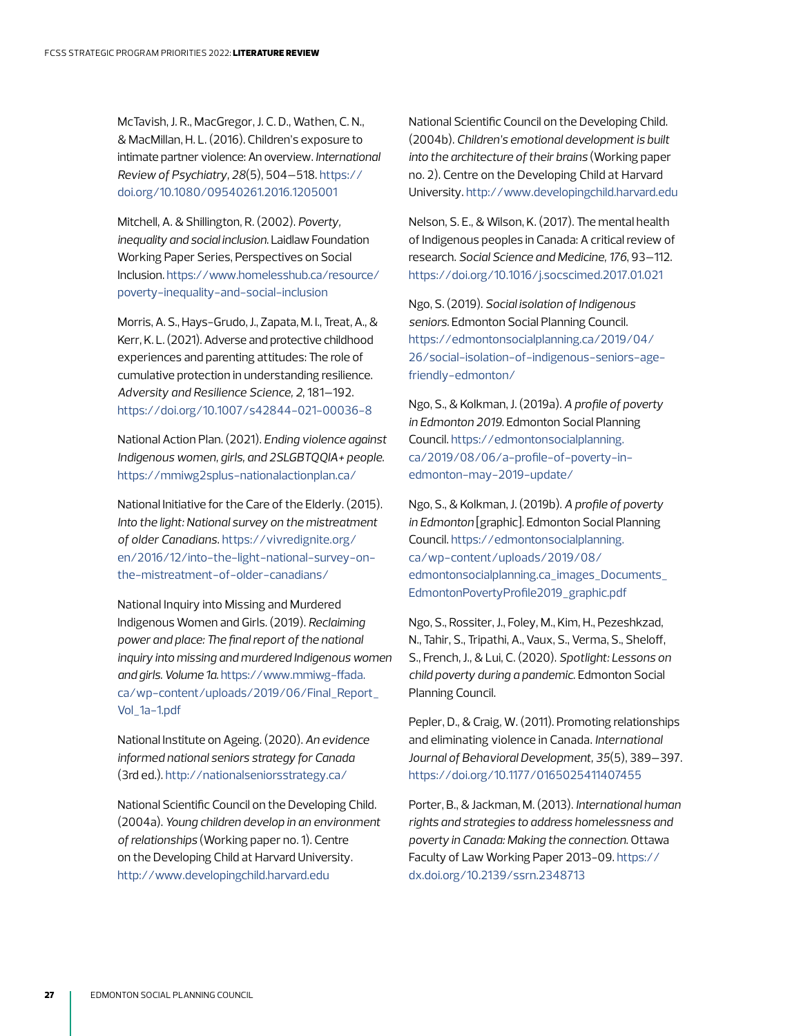McTavish, J. R., MacGregor, J. C. D., Wathen, C. N., & MacMillan, H. L. (2016). Children's exposure to intimate partner violence: An overview. *International Review of Psychiatry*, *28*(5), 504–518. https://doi.org/10.1080/09540261.2016.1205001

Mitchell, A. & Shillington, R. (2002). *Poverty, inequality and social inclusion.* Laidlaw Foundation Working Paper Series, Perspectives on Social Inclusion. https://www.homelesshub.ca/resource/poverty-inequality-and-social-inclusion

Morris, A. S., Hays-Grudo, J., Zapata, M. I., Treat, A., & Kerr, K. L. (2021). Adverse and protective childhood experiences and parenting attitudes: The role of cumulative protection in understanding resilience. *Adversity and Resilience Science*, *2*, 181–192. https://doi.org/10.1007/s42844-021-00036-8

National Action Plan. (2021). *Ending violence against Indigenous women, girls, and 2SLGBTQQIA+ people.* https://mmiwg2splus-nationalactionplan.ca/

National Initiative for the Care of the Elderly. (2015). *Into the light: National survey on the mistreatment of older Canadians.* https://vivredignite.org/en/2016/12/into-the-light-national-survey-on-the-mistreatment-of-older-canadians/

National Inquiry into Missing and Murdered Indigenous Women and Girls. (2019). *Reclaiming power and place: The final report of the national inquiry into missing and murdered Indigenous women and girls. Volume 1a.* https://www.mmiwg-ffada.ca/wp-content/uploads/2019/06/Final_Report_Vol_1a-1.pdf

National Institute on Ageing. (2020). *An evidence informed national seniors strategy for Canada* (3rd ed.). http://nationalseniorsstrategy.ca/

National Scientific Council on the Developing Child. (2004a). *Young children develop in an environment of relationships* (Working paper no. 1). Centre on the Developing Child at Harvard University. http://www.developingchild.harvard.edu

National Scientific Council on the Developing Child. (2004b). *Children's emotional development is built into the architecture of their brains* (Working paper no. 2). Centre on the Developing Child at Harvard University. http://www.developingchild.harvard.edu

Nelson, S. E., & Wilson, K. (2017). The mental health of Indigenous peoples in Canada: A critical review of research. *Social Science and Medicine*, *176*, 93–112. https://doi.org/10.1016/j.socscimed.2017.01.021

Ngo, S. (2019). *Social isolation of Indigenous seniors.* Edmonton Social Planning Council. https://edmontonsocialplanning.ca/2019/04/26/social-isolation-of-indigenous-seniors-age-friendly-edmonton/

Ngo, S., & Kolkman, J. (2019a). *A profile of poverty in Edmonton 2019.* Edmonton Social Planning Council. https://edmontonsocialplanning.ca/2019/08/06/a-profile-of-poverty-in-edmonton-may-2019-update/

Ngo, S., & Kolkman, J. (2019b). *A profile of poverty in Edmonton* [graphic]. Edmonton Social Planning Council. https://edmontonsocialplanning.ca/wp-content/uploads/2019/08/edmontonsocialplanning.ca_images_Documents_EdmontonPovertyProfile2019_graphic.pdf

Ngo, S., Rossiter, J., Foley, M., Kim, H., Pezeshkzad, N., Tahir, S., Tripathi, A., Vaux, S., Verma, S., Sheloff, S., French, J., & Lui, C. (2020). *Spotlight: Lessons on child poverty during a pandemic.* Edmonton Social Planning Council.

Pepler, D., & Craig, W. (2011). Promoting relationships and eliminating violence in Canada. *International Journal of Behavioral Development*, *35*(5), 389–397. https://doi.org/10.1177/0165025411407455

Porter, B., & Jackman, M. (2013). *International human rights and strategies to address homelessness and poverty in Canada: Making the connection.* Ottawa Faculty of Law Working Paper 2013-09. https://dx.doi.org/10.2139/ssrn.2348713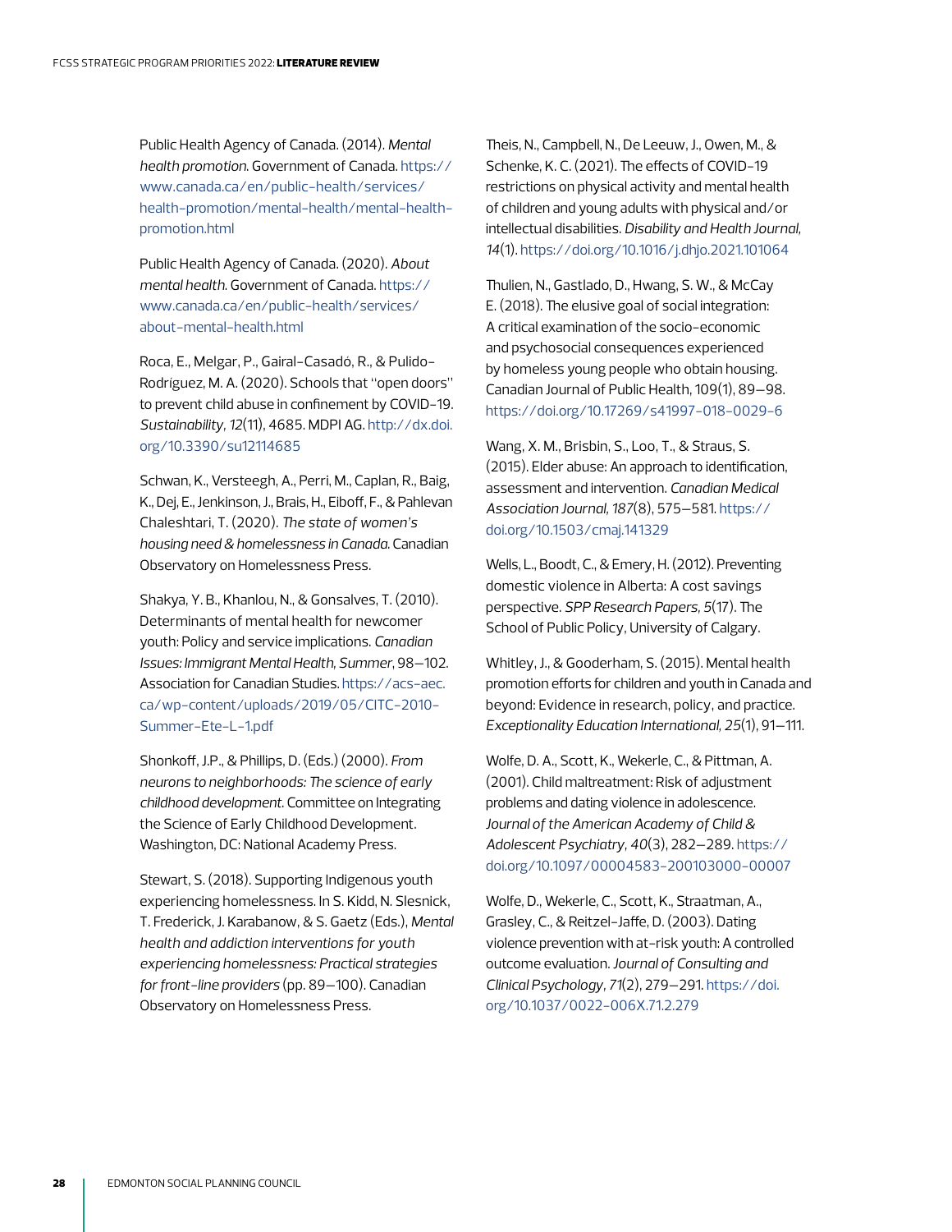Public Health Agency of Canada. (2014). *Mental health promotion*. Government of Canada. https://www.canada.ca/en/public-health/services/health-promotion/mental-health/mental-health-promotion.html

Public Health Agency of Canada. (2020). *About mental health*. Government of Canada. https://www.canada.ca/en/public-health/services/about-mental-health.html

Roca, E., Melgar, P., Gairal-Casadó, R., & Pulido-Rodríguez, M. A. (2020). Schools that "open doors" to prevent child abuse in confinement by COVID-19. *Sustainability*, *12*(11), 4685. MDPI AG. http://dx.doi.org/10.3390/su12114685

Schwan, K., Versteegh, A., Perri, M., Caplan, R., Baig, K., Dej, E., Jenkinson, J., Brais, H., Eiboff, F., & Pahlevan Chaleshtari, T. (2020). *The state of women's housing need & homelessness in Canada*. Canadian Observatory on Homelessness Press.

Shakya, Y. B., Khanlou, N., & Gonsalves, T. (2010). Determinants of mental health for newcomer youth: Policy and service implications. *Canadian Issues: Immigrant Mental Health, Summer*, 98–102. Association for Canadian Studies. https://acs-aec.ca/wp-content/uploads/2019/05/CITC-2010-Summer-Ete-L-1.pdf

Shonkoff, J.P., & Phillips, D. (Eds.) (2000). *From neurons to neighborhoods: The science of early childhood development*. Committee on Integrating the Science of Early Childhood Development. Washington, DC: National Academy Press.

Stewart, S. (2018). Supporting Indigenous youth experiencing homelessness. In S. Kidd, N. Slesnick, T. Frederick, J. Karabanow, & S. Gaetz (Eds.), *Mental health and addiction interventions for youth experiencing homelessness: Practical strategies for front-line providers* (pp. 89–100). Canadian Observatory on Homelessness Press.

Theis, N., Campbell, N., De Leeuw, J., Owen, M., & Schenke, K. C. (2021). The effects of COVID-19 restrictions on physical activity and mental health of children and young adults with physical and/or intellectual disabilities. *Disability and Health Journal, 14*(1). https://doi.org/10.1016/j.dhjo.2021.101064

Thulien, N., Gastlado, D., Hwang, S. W., & McCay E. (2018). The elusive goal of social integration: A critical examination of the socio-economic and psychosocial consequences experienced by homeless young people who obtain housing. Canadian Journal of Public Health, 109(1), 89–98. https://doi.org/10.17269/s41997-018-0029-6

Wang, X. M., Brisbin, S., Loo, T., & Straus, S. (2015). Elder abuse: An approach to identification, assessment and intervention. *Canadian Medical Association Journal, 187*(8), 575–581. https://doi.org/10.1503/cmaj.141329

Wells, L., Boodt, C., & Emery, H. (2012). Preventing domestic violence in Alberta: A cost savings perspective. *SPP Research Papers, 5*(17). The School of Public Policy, University of Calgary.

Whitley, J., & Gooderham, S. (2015). Mental health promotion efforts for children and youth in Canada and beyond: Evidence in research, policy, and practice. *Exceptionality Education International, 25*(1), 91–111.

Wolfe, D. A., Scott, K., Wekerle, C., & Pittman, A. (2001). Child maltreatment: Risk of adjustment problems and dating violence in adolescence. *Journal of the American Academy of Child & Adolescent Psychiatry*, *40*(3), 282–289. https://doi.org/10.1097/00004583-200103000-00007

Wolfe, D., Wekerle, C., Scott, K., Straatman, A., Grasley, C., & Reitzel-Jaffe, D. (2003). Dating violence prevention with at-risk youth: A controlled outcome evaluation. *Journal of Consulting and Clinical Psychology*, *71*(2), 279–291. https://doi.org/10.1037/0022-006X.71.2.279